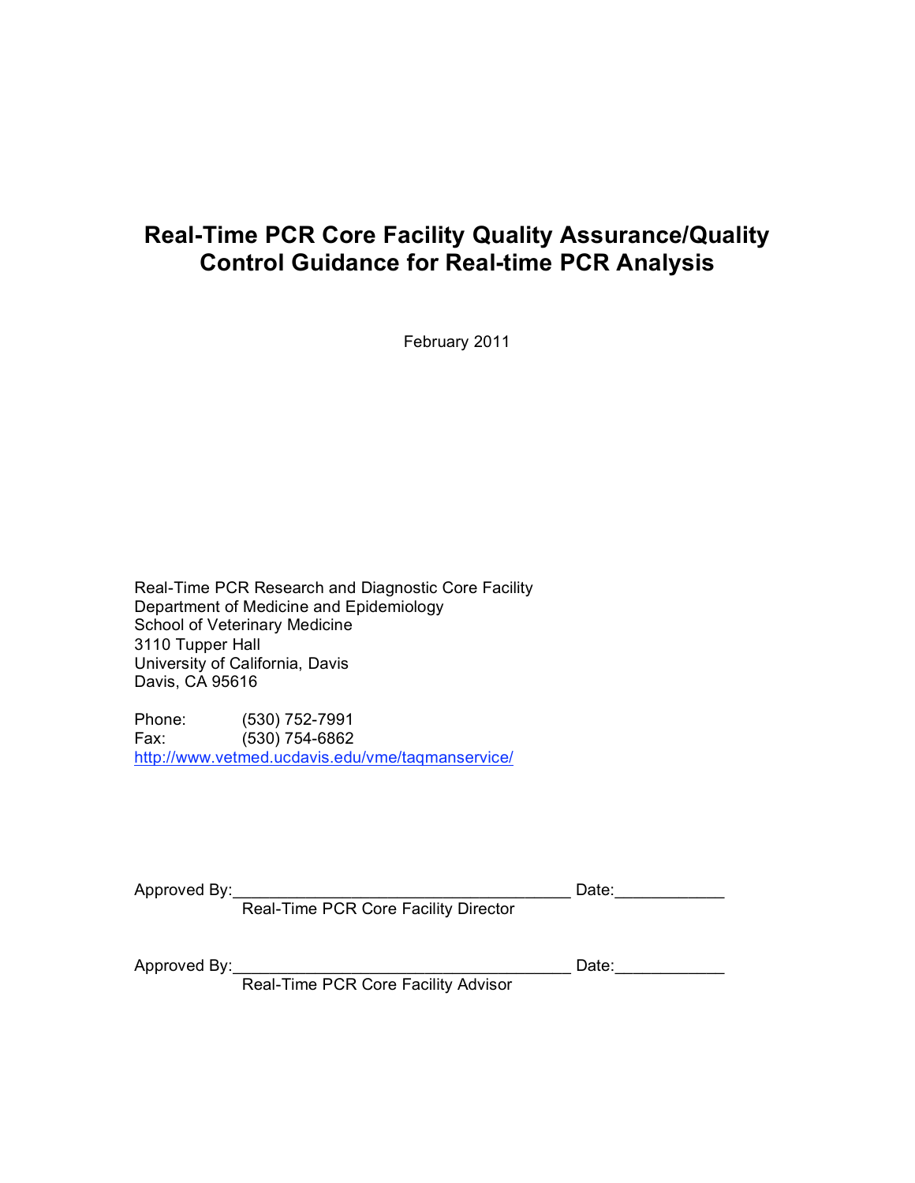# Real-Time PCR Core Facility Quality Assurance/Quality Control Guidance for Real-time PCR Analysis

February 2011

Real-Time PCR Research and Diagnostic Core Facility
Department of Medicine and Epidemiology
School of Veterinary Medicine
3110 Tupper Hall
University of California, Davis
Davis, CA 95616

Phone: (530) 752-7991
Fax: (530) 754-6862
http://www.vetmed.ucdavis.edu/vme/taqmanservice/

Approved By:_______________________________________ Date:____________
Real-Time PCR Core Facility Director

Approved By:_______________________________________ Date:____________
Real-Time PCR Core Facility Advisor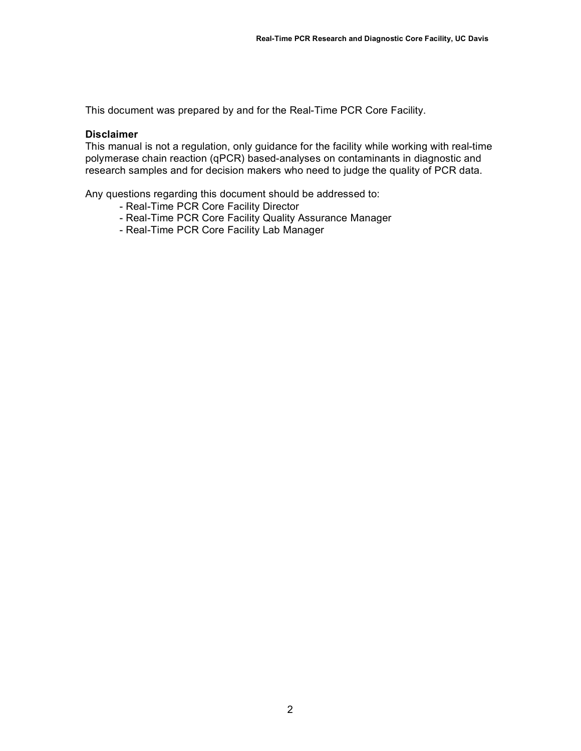This document was prepared by and for the Real-Time PCR Core Facility.

**Disclaimer**

This manual is not a regulation, only guidance for the facility while working with real-time polymerase chain reaction (qPCR) based-analyses on contaminants in diagnostic and research samples and for decision makers who need to judge the quality of PCR data.

Any questions regarding this document should be addressed to:

- Real-Time PCR Core Facility Director
- Real-Time PCR Core Facility Quality Assurance Manager
- Real-Time PCR Core Facility Lab Manager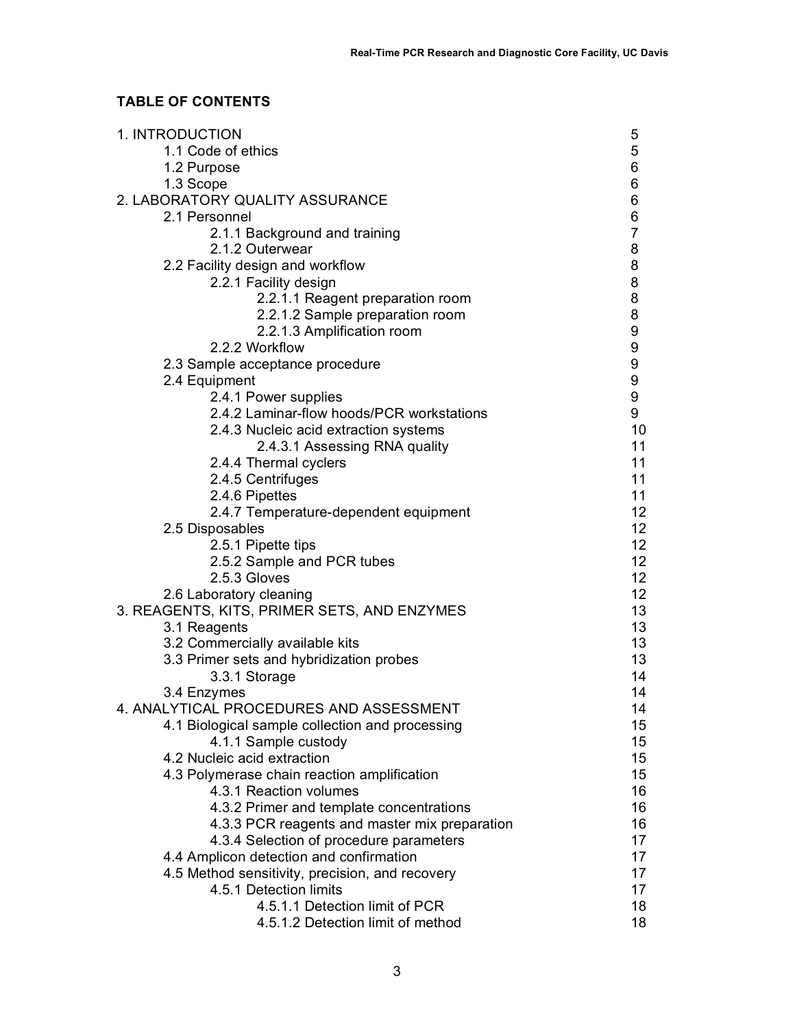**TABLE OF CONTENTS**

| | |
|---|---|
| 1. INTRODUCTION | 5 |
| &nbsp;&nbsp;&nbsp;&nbsp;1.1 Code of ethics | 5 |
| &nbsp;&nbsp;&nbsp;&nbsp;1.2 Purpose | 6 |
| &nbsp;&nbsp;&nbsp;&nbsp;1.3 Scope | 6 |
| 2. LABORATORY QUALITY ASSURANCE | 6 |
| &nbsp;&nbsp;&nbsp;&nbsp;2.1 Personnel | 6 |
| &nbsp;&nbsp;&nbsp;&nbsp;&nbsp;&nbsp;&nbsp;&nbsp;2.1.1 Background and training | 7 |
| &nbsp;&nbsp;&nbsp;&nbsp;&nbsp;&nbsp;&nbsp;&nbsp;2.1.2 Outerwear | 8 |
| &nbsp;&nbsp;&nbsp;&nbsp;2.2 Facility design and workflow | 8 |
| &nbsp;&nbsp;&nbsp;&nbsp;&nbsp;&nbsp;&nbsp;&nbsp;2.2.1 Facility design | 8 |
| &nbsp;&nbsp;&nbsp;&nbsp;&nbsp;&nbsp;&nbsp;&nbsp;&nbsp;&nbsp;&nbsp;&nbsp;2.2.1.1 Reagent preparation room | 8 |
| &nbsp;&nbsp;&nbsp;&nbsp;&nbsp;&nbsp;&nbsp;&nbsp;&nbsp;&nbsp;&nbsp;&nbsp;2.2.1.2 Sample preparation room | 8 |
| &nbsp;&nbsp;&nbsp;&nbsp;&nbsp;&nbsp;&nbsp;&nbsp;&nbsp;&nbsp;&nbsp;&nbsp;2.2.1.3 Amplification room | 9 |
| &nbsp;&nbsp;&nbsp;&nbsp;&nbsp;&nbsp;&nbsp;&nbsp;2.2.2 Workflow | 9 |
| &nbsp;&nbsp;&nbsp;&nbsp;2.3 Sample acceptance procedure | 9 |
| &nbsp;&nbsp;&nbsp;&nbsp;2.4 Equipment | 9 |
| &nbsp;&nbsp;&nbsp;&nbsp;&nbsp;&nbsp;&nbsp;&nbsp;2.4.1 Power supplies | 9 |
| &nbsp;&nbsp;&nbsp;&nbsp;&nbsp;&nbsp;&nbsp;&nbsp;2.4.2 Laminar-flow hoods/PCR workstations | 9 |
| &nbsp;&nbsp;&nbsp;&nbsp;&nbsp;&nbsp;&nbsp;&nbsp;2.4.3 Nucleic acid extraction systems | 10 |
| &nbsp;&nbsp;&nbsp;&nbsp;&nbsp;&nbsp;&nbsp;&nbsp;&nbsp;&nbsp;&nbsp;&nbsp;2.4.3.1 Assessing RNA quality | 11 |
| &nbsp;&nbsp;&nbsp;&nbsp;&nbsp;&nbsp;&nbsp;&nbsp;2.4.4 Thermal cyclers | 11 |
| &nbsp;&nbsp;&nbsp;&nbsp;&nbsp;&nbsp;&nbsp;&nbsp;2.4.5 Centrifuges | 11 |
| &nbsp;&nbsp;&nbsp;&nbsp;&nbsp;&nbsp;&nbsp;&nbsp;2.4.6 Pipettes | 11 |
| &nbsp;&nbsp;&nbsp;&nbsp;&nbsp;&nbsp;&nbsp;&nbsp;2.4.7 Temperature-dependent equipment | 12 |
| &nbsp;&nbsp;&nbsp;&nbsp;2.5 Disposables | 12 |
| &nbsp;&nbsp;&nbsp;&nbsp;&nbsp;&nbsp;&nbsp;&nbsp;2.5.1 Pipette tips | 12 |
| &nbsp;&nbsp;&nbsp;&nbsp;&nbsp;&nbsp;&nbsp;&nbsp;2.5.2 Sample and PCR tubes | 12 |
| &nbsp;&nbsp;&nbsp;&nbsp;&nbsp;&nbsp;&nbsp;&nbsp;2.5.3 Gloves | 12 |
| &nbsp;&nbsp;&nbsp;&nbsp;2.6 Laboratory cleaning | 12 |
| 3. REAGENTS, KITS, PRIMER SETS, AND ENZYMES | 13 |
| &nbsp;&nbsp;&nbsp;&nbsp;3.1 Reagents | 13 |
| &nbsp;&nbsp;&nbsp;&nbsp;3.2 Commercially available kits | 13 |
| &nbsp;&nbsp;&nbsp;&nbsp;3.3 Primer sets and hybridization probes | 13 |
| &nbsp;&nbsp;&nbsp;&nbsp;&nbsp;&nbsp;&nbsp;&nbsp;3.3.1 Storage | 14 |
| &nbsp;&nbsp;&nbsp;&nbsp;3.4 Enzymes | 14 |
| 4. ANALYTICAL PROCEDURES AND ASSESSMENT | 14 |
| &nbsp;&nbsp;&nbsp;&nbsp;4.1 Biological sample collection and processing | 15 |
| &nbsp;&nbsp;&nbsp;&nbsp;&nbsp;&nbsp;&nbsp;&nbsp;4.1.1 Sample custody | 15 |
| &nbsp;&nbsp;&nbsp;&nbsp;4.2 Nucleic acid extraction | 15 |
| &nbsp;&nbsp;&nbsp;&nbsp;4.3 Polymerase chain reaction amplification | 15 |
| &nbsp;&nbsp;&nbsp;&nbsp;&nbsp;&nbsp;&nbsp;&nbsp;4.3.1 Reaction volumes | 16 |
| &nbsp;&nbsp;&nbsp;&nbsp;&nbsp;&nbsp;&nbsp;&nbsp;4.3.2 Primer and template concentrations | 16 |
| &nbsp;&nbsp;&nbsp;&nbsp;&nbsp;&nbsp;&nbsp;&nbsp;4.3.3 PCR reagents and master mix preparation | 16 |
| &nbsp;&nbsp;&nbsp;&nbsp;&nbsp;&nbsp;&nbsp;&nbsp;4.3.4 Selection of procedure parameters | 17 |
| &nbsp;&nbsp;&nbsp;&nbsp;4.4 Amplicon detection and confirmation | 17 |
| &nbsp;&nbsp;&nbsp;&nbsp;4.5 Method sensitivity, precision, and recovery | 17 |
| &nbsp;&nbsp;&nbsp;&nbsp;&nbsp;&nbsp;&nbsp;&nbsp;4.5.1 Detection limits | 17 |
| &nbsp;&nbsp;&nbsp;&nbsp;&nbsp;&nbsp;&nbsp;&nbsp;&nbsp;&nbsp;&nbsp;&nbsp;4.5.1.1 Detection limit of PCR | 18 |
| &nbsp;&nbsp;&nbsp;&nbsp;&nbsp;&nbsp;&nbsp;&nbsp;&nbsp;&nbsp;&nbsp;&nbsp;4.5.1.2 Detection limit of method | 18 |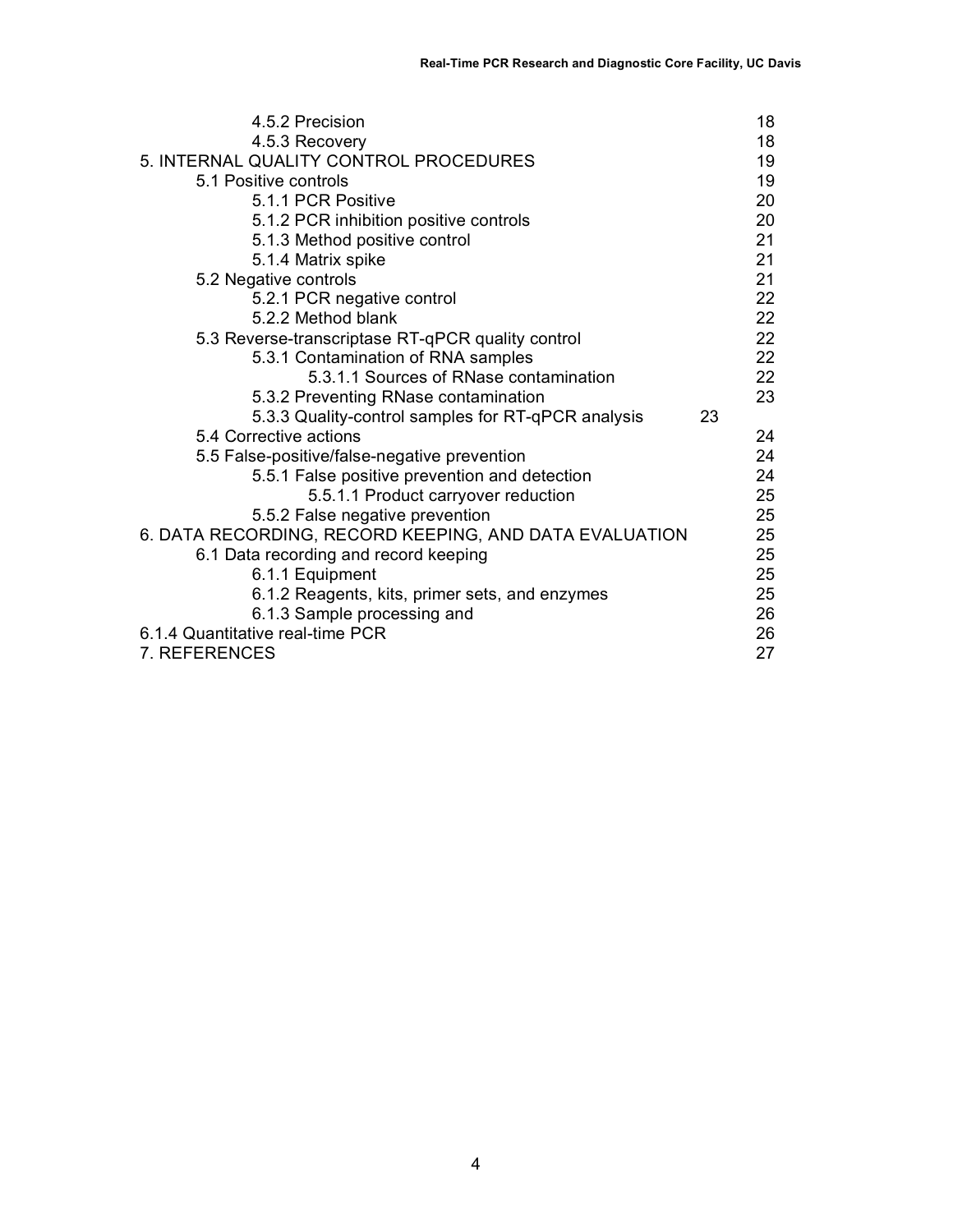| | |
|---|---|
| 4.5.2 Precision | 18 |
| 4.5.3 Recovery | 18 |
| 5. INTERNAL QUALITY CONTROL PROCEDURES | 19 |
| 5.1 Positive controls | 19 |
| 5.1.1 PCR Positive | 20 |
| 5.1.2 PCR inhibition positive controls | 20 |
| 5.1.3 Method positive control | 21 |
| 5.1.4 Matrix spike | 21 |
| 5.2 Negative controls | 21 |
| 5.2.1 PCR negative control | 22 |
| 5.2.2 Method blank | 22 |
| 5.3 Reverse-transcriptase RT-qPCR quality control | 22 |
| 5.3.1 Contamination of RNA samples | 22 |
| 5.3.1.1 Sources of RNase contamination | 22 |
| 5.3.2 Preventing RNase contamination | 23 |
| 5.3.3 Quality-control samples for RT-qPCR analysis | 23 |
| 5.4 Corrective actions | 24 |
| 5.5 False-positive/false-negative prevention | 24 |
| 5.5.1 False positive prevention and detection | 24 |
| 5.5.1.1 Product carryover reduction | 25 |
| 5.5.2 False negative prevention | 25 |
| 6. DATA RECORDING, RECORD KEEPING, AND DATA EVALUATION | 25 |
| 6.1 Data recording and record keeping | 25 |
| 6.1.1 Equipment | 25 |
| 6.1.2 Reagents, kits, primer sets, and enzymes | 25 |
| 6.1.3 Sample processing and | 26 |
| 6.1.4 Quantitative real-time PCR | 26 |
| 7. REFERENCES | 27 |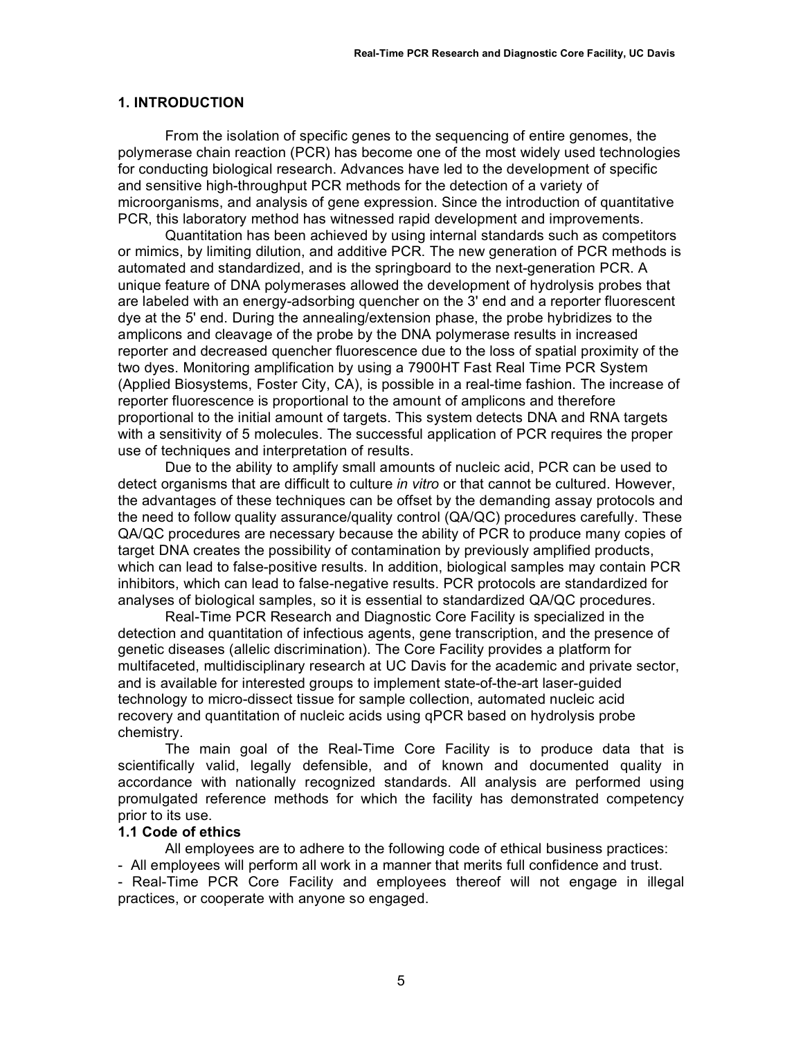## 1. INTRODUCTION

From the isolation of specific genes to the sequencing of entire genomes, the polymerase chain reaction (PCR) has become one of the most widely used technologies for conducting biological research. Advances have led to the development of specific and sensitive high-throughput PCR methods for the detection of a variety of microorganisms, and analysis of gene expression. Since the introduction of quantitative PCR, this laboratory method has witnessed rapid development and improvements.

Quantitation has been achieved by using internal standards such as competitors or mimics, by limiting dilution, and additive PCR. The new generation of PCR methods is automated and standardized, and is the springboard to the next-generation PCR. A unique feature of DNA polymerases allowed the development of hydrolysis probes that are labeled with an energy-adsorbing quencher on the 3' end and a reporter fluorescent dye at the 5' end. During the annealing/extension phase, the probe hybridizes to the amplicons and cleavage of the probe by the DNA polymerase results in increased reporter and decreased quencher fluorescence due to the loss of spatial proximity of the two dyes. Monitoring amplification by using a 7900HT Fast Real Time PCR System (Applied Biosystems, Foster City, CA), is possible in a real-time fashion. The increase of reporter fluorescence is proportional to the amount of amplicons and therefore proportional to the initial amount of targets. This system detects DNA and RNA targets with a sensitivity of 5 molecules. The successful application of PCR requires the proper use of techniques and interpretation of results.

Due to the ability to amplify small amounts of nucleic acid, PCR can be used to detect organisms that are difficult to culture *in vitro* or that cannot be cultured. However, the advantages of these techniques can be offset by the demanding assay protocols and the need to follow quality assurance/quality control (QA/QC) procedures carefully. These QA/QC procedures are necessary because the ability of PCR to produce many copies of target DNA creates the possibility of contamination by previously amplified products, which can lead to false-positive results. In addition, biological samples may contain PCR inhibitors, which can lead to false-negative results. PCR protocols are standardized for analyses of biological samples, so it is essential to standardized QA/QC procedures.

Real-Time PCR Research and Diagnostic Core Facility is specialized in the detection and quantitation of infectious agents, gene transcription, and the presence of genetic diseases (allelic discrimination). The Core Facility provides a platform for multifaceted, multidisciplinary research at UC Davis for the academic and private sector, and is available for interested groups to implement state-of-the-art laser-guided technology to micro-dissect tissue for sample collection, automated nucleic acid recovery and quantitation of nucleic acids using qPCR based on hydrolysis probe chemistry.

The main goal of the Real-Time Core Facility is to produce data that is scientifically valid, legally defensible, and of known and documented quality in accordance with nationally recognized standards. All analysis are performed using promulgated reference methods for which the facility has demonstrated competency prior to its use.

### 1.1 Code of ethics

All employees are to adhere to the following code of ethical business practices:

- All employees will perform all work in a manner that merits full confidence and trust.
- Real-Time PCR Core Facility and employees thereof will not engage in illegal practices, or cooperate with anyone so engaged.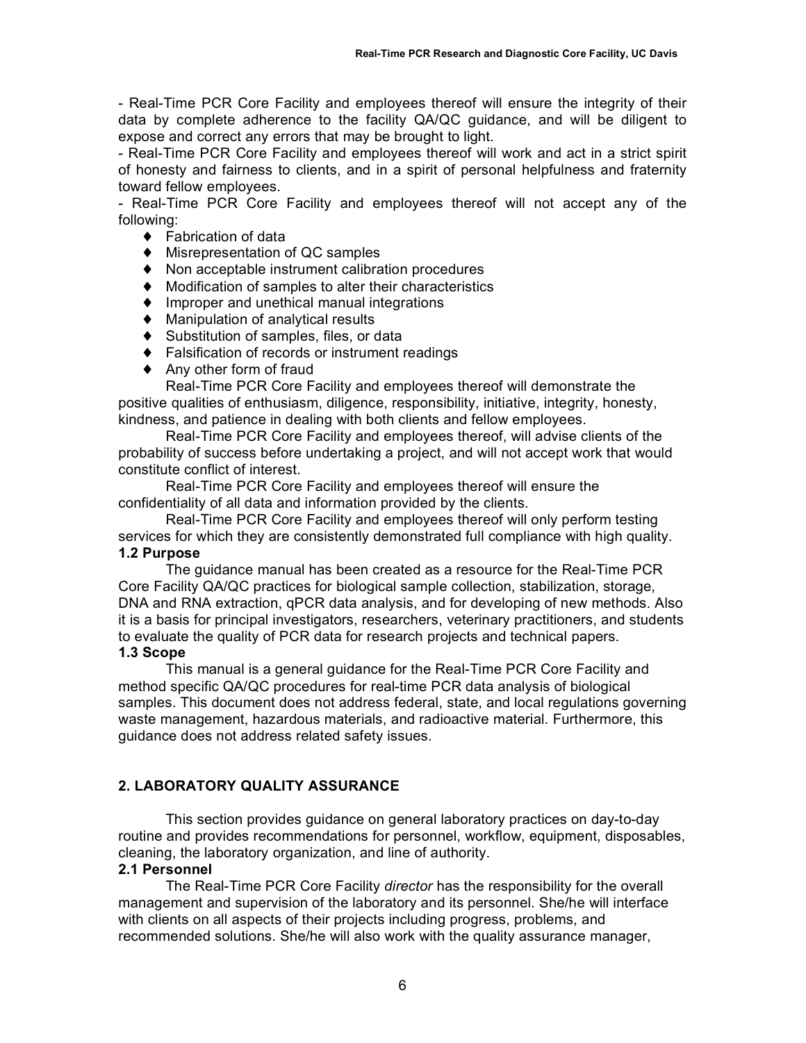- Real-Time PCR Core Facility and employees thereof will ensure the integrity of their data by complete adherence to the facility QA/QC guidance, and will be diligent to expose and correct any errors that may be brought to light.

- Real-Time PCR Core Facility and employees thereof will work and act in a strict spirit of honesty and fairness to clients, and in a spirit of personal helpfulness and fraternity toward fellow employees.

- Real-Time PCR Core Facility and employees thereof will not accept any of the following:

- ♦ Fabrication of data
- ♦ Misrepresentation of QC samples
- ♦ Non acceptable instrument calibration procedures
- ♦ Modification of samples to alter their characteristics
- ♦ Improper and unethical manual integrations
- ♦ Manipulation of analytical results
- ♦ Substitution of samples, files, or data
- ♦ Falsification of records or instrument readings
- ♦ Any other form of fraud

Real-Time PCR Core Facility and employees thereof will demonstrate the positive qualities of enthusiasm, diligence, responsibility, initiative, integrity, honesty, kindness, and patience in dealing with both clients and fellow employees.

Real-Time PCR Core Facility and employees thereof, will advise clients of the probability of success before undertaking a project, and will not accept work that would constitute conflict of interest.

Real-Time PCR Core Facility and employees thereof will ensure the confidentiality of all data and information provided by the clients.

Real-Time PCR Core Facility and employees thereof will only perform testing services for which they are consistently demonstrated full compliance with high quality.

### 1.2 Purpose

The guidance manual has been created as a resource for the Real-Time PCR Core Facility QA/QC practices for biological sample collection, stabilization, storage, DNA and RNA extraction, qPCR data analysis, and for developing of new methods. Also it is a basis for principal investigators, researchers, veterinary practitioners, and students to evaluate the quality of PCR data for research projects and technical papers.

### 1.3 Scope

This manual is a general guidance for the Real-Time PCR Core Facility and method specific QA/QC procedures for real-time PCR data analysis of biological samples. This document does not address federal, state, and local regulations governing waste management, hazardous materials, and radioactive material. Furthermore, this guidance does not address related safety issues.

## 2. LABORATORY QUALITY ASSURANCE

This section provides guidance on general laboratory practices on day-to-day routine and provides recommendations for personnel, workflow, equipment, disposables, cleaning, the laboratory organization, and line of authority.

### 2.1 Personnel

The Real-Time PCR Core Facility *director* has the responsibility for the overall management and supervision of the laboratory and its personnel. She/he will interface with clients on all aspects of their projects including progress, problems, and recommended solutions. She/he will also work with the quality assurance manager,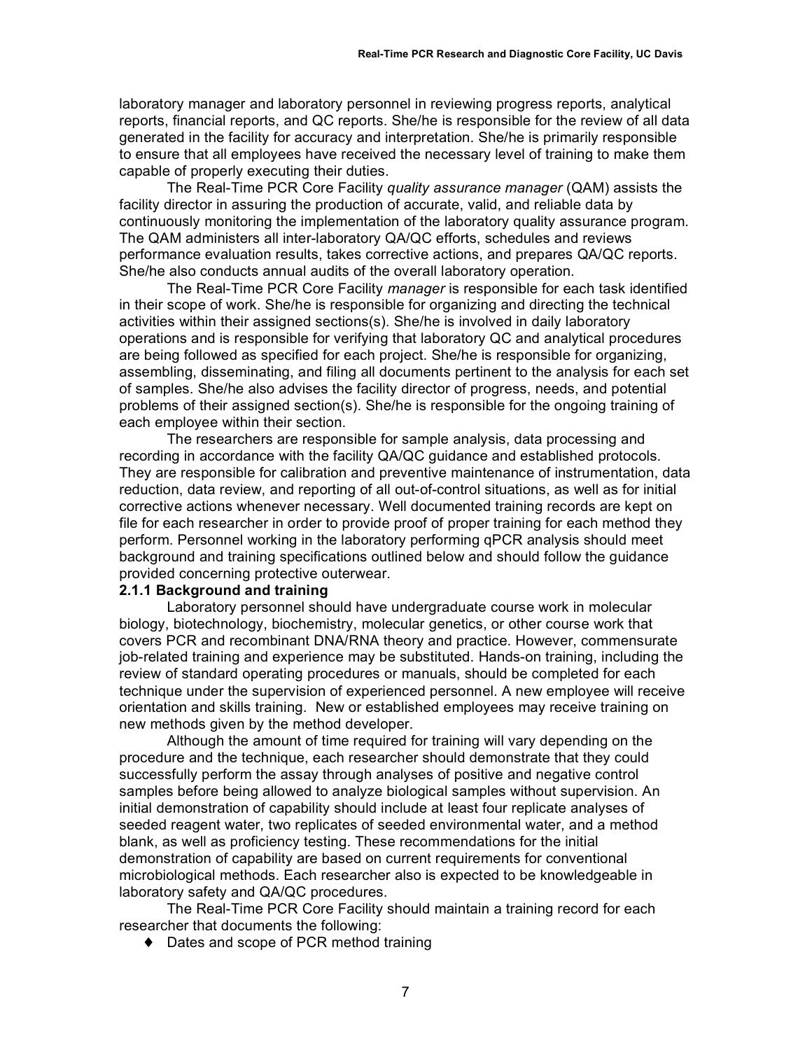laboratory manager and laboratory personnel in reviewing progress reports, analytical reports, financial reports, and QC reports. She/he is responsible for the review of all data generated in the facility for accuracy and interpretation. She/he is primarily responsible to ensure that all employees have received the necessary level of training to make them capable of properly executing their duties.

The Real-Time PCR Core Facility *quality assurance manager* (QAM) assists the facility director in assuring the production of accurate, valid, and reliable data by continuously monitoring the implementation of the laboratory quality assurance program. The QAM administers all inter-laboratory QA/QC efforts, schedules and reviews performance evaluation results, takes corrective actions, and prepares QA/QC reports. She/he also conducts annual audits of the overall laboratory operation.

The Real-Time PCR Core Facility *manager* is responsible for each task identified in their scope of work. She/he is responsible for organizing and directing the technical activities within their assigned sections(s). She/he is involved in daily laboratory operations and is responsible for verifying that laboratory QC and analytical procedures are being followed as specified for each project. She/he is responsible for organizing, assembling, disseminating, and filing all documents pertinent to the analysis for each set of samples. She/he also advises the facility director of progress, needs, and potential problems of their assigned section(s). She/he is responsible for the ongoing training of each employee within their section.

The researchers are responsible for sample analysis, data processing and recording in accordance with the facility QA/QC guidance and established protocols. They are responsible for calibration and preventive maintenance of instrumentation, data reduction, data review, and reporting of all out-of-control situations, as well as for initial corrective actions whenever necessary. Well documented training records are kept on file for each researcher in order to provide proof of proper training for each method they perform. Personnel working in the laboratory performing qPCR analysis should meet background and training specifications outlined below and should follow the guidance provided concerning protective outerwear.

**2.1.1 Background and training**

Laboratory personnel should have undergraduate course work in molecular biology, biotechnology, biochemistry, molecular genetics, or other course work that covers PCR and recombinant DNA/RNA theory and practice. However, commensurate job-related training and experience may be substituted. Hands-on training, including the review of standard operating procedures or manuals, should be completed for each technique under the supervision of experienced personnel. A new employee will receive orientation and skills training. New or established employees may receive training on new methods given by the method developer.

Although the amount of time required for training will vary depending on the procedure and the technique, each researcher should demonstrate that they could successfully perform the assay through analyses of positive and negative control samples before being allowed to analyze biological samples without supervision. An initial demonstration of capability should include at least four replicate analyses of seeded reagent water, two replicates of seeded environmental water, and a method blank, as well as proficiency testing. These recommendations for the initial demonstration of capability are based on current requirements for conventional microbiological methods. Each researcher also is expected to be knowledgeable in laboratory safety and QA/QC procedures.

The Real-Time PCR Core Facility should maintain a training record for each researcher that documents the following:

- Dates and scope of PCR method training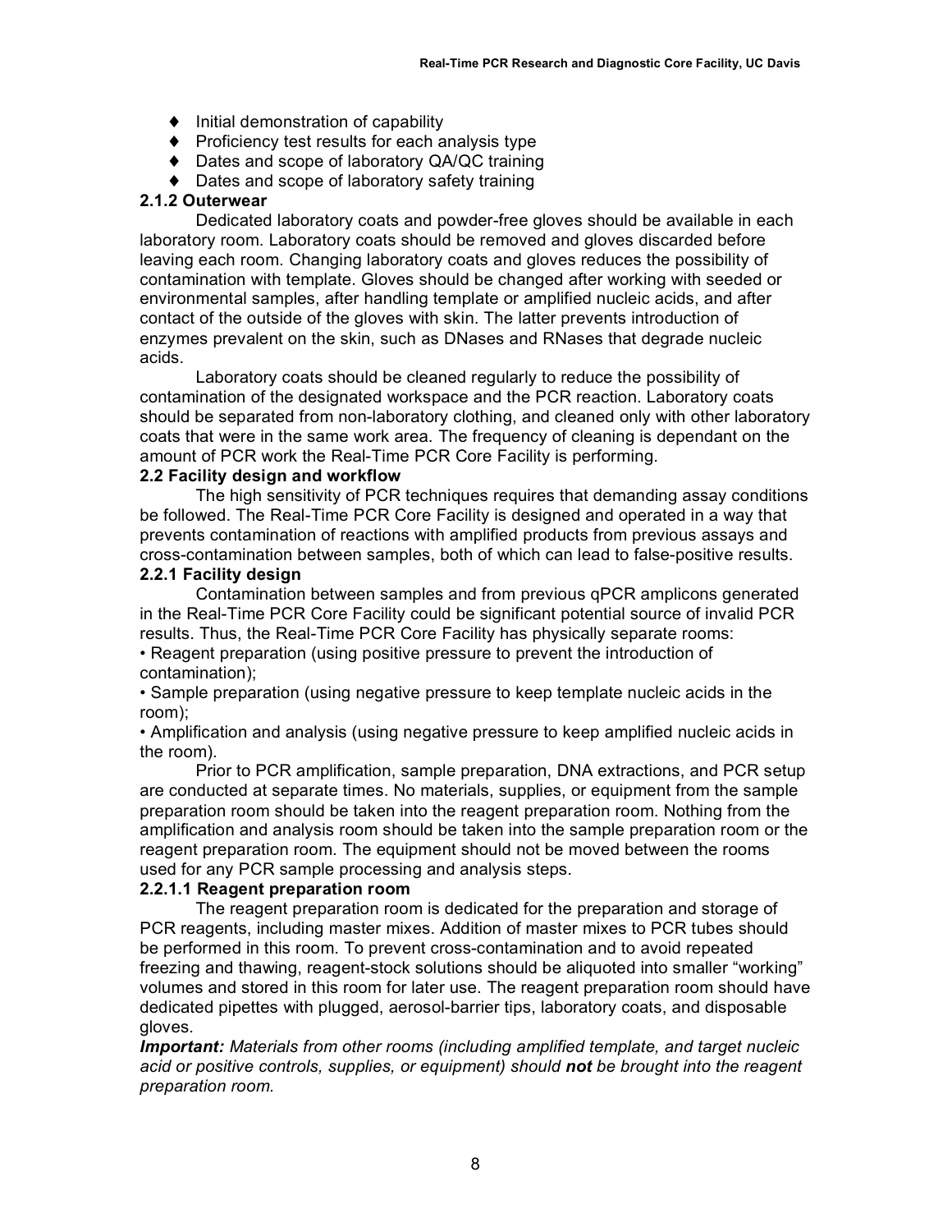- Initial demonstration of capability
- Proficiency test results for each analysis type
- Dates and scope of laboratory QA/QC training
- Dates and scope of laboratory safety training

#### 2.1.2 Outerwear

Dedicated laboratory coats and powder-free gloves should be available in each laboratory room. Laboratory coats should be removed and gloves discarded before leaving each room. Changing laboratory coats and gloves reduces the possibility of contamination with template. Gloves should be changed after working with seeded or environmental samples, after handling template or amplified nucleic acids, and after contact of the outside of the gloves with skin. The latter prevents introduction of enzymes prevalent on the skin, such as DNases and RNases that degrade nucleic acids.

Laboratory coats should be cleaned regularly to reduce the possibility of contamination of the designated workspace and the PCR reaction. Laboratory coats should be separated from non-laboratory clothing, and cleaned only with other laboratory coats that were in the same work area. The frequency of cleaning is dependant on the amount of PCR work the Real-Time PCR Core Facility is performing.

### 2.2 Facility design and workflow

The high sensitivity of PCR techniques requires that demanding assay conditions be followed. The Real-Time PCR Core Facility is designed and operated in a way that prevents contamination of reactions with amplified products from previous assays and cross-contamination between samples, both of which can lead to false-positive results.

#### 2.2.1 Facility design

Contamination between samples and from previous qPCR amplicons generated in the Real-Time PCR Core Facility could be significant potential source of invalid PCR results. Thus, the Real-Time PCR Core Facility has physically separate rooms:

- Reagent preparation (using positive pressure to prevent the introduction of contamination);
- Sample preparation (using negative pressure to keep template nucleic acids in the room);
- Amplification and analysis (using negative pressure to keep amplified nucleic acids in the room).

Prior to PCR amplification, sample preparation, DNA extractions, and PCR setup are conducted at separate times. No materials, supplies, or equipment from the sample preparation room should be taken into the reagent preparation room. Nothing from the amplification and analysis room should be taken into the sample preparation room or the reagent preparation room. The equipment should not be moved between the rooms used for any PCR sample processing and analysis steps.

##### 2.2.1.1 Reagent preparation room

The reagent preparation room is dedicated for the preparation and storage of PCR reagents, including master mixes. Addition of master mixes to PCR tubes should be performed in this room. To prevent cross-contamination and to avoid repeated freezing and thawing, reagent-stock solutions should be aliquoted into smaller "working" volumes and stored in this room for later use. The reagent preparation room should have dedicated pipettes with plugged, aerosol-barrier tips, laboratory coats, and disposable gloves.

***Important:*** *Materials from other rooms (including amplified template, and target nucleic acid or positive controls, supplies, or equipment) should* ***not*** *be brought into the reagent preparation room.*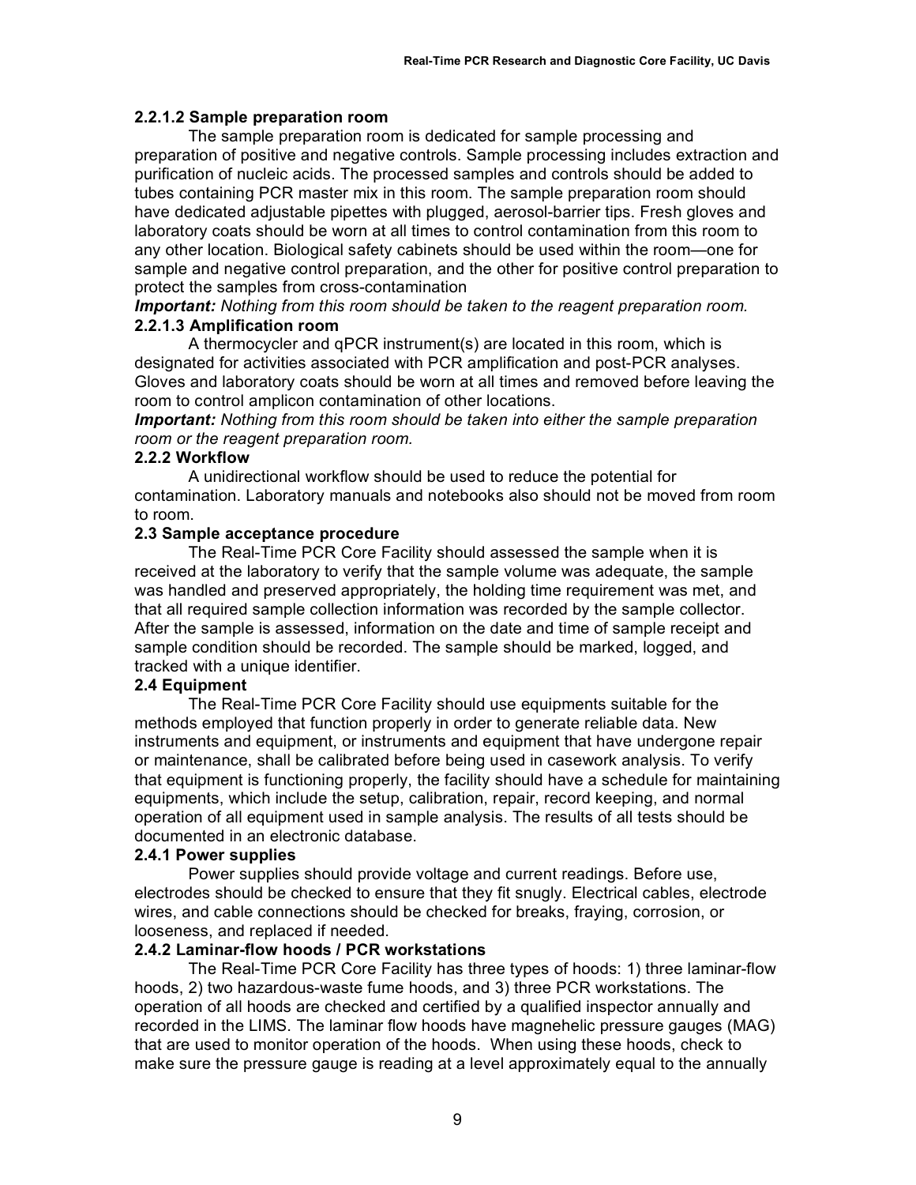#### 2.2.1.2 Sample preparation room

The sample preparation room is dedicated for sample processing and preparation of positive and negative controls. Sample processing includes extraction and purification of nucleic acids. The processed samples and controls should be added to tubes containing PCR master mix in this room. The sample preparation room should have dedicated adjustable pipettes with plugged, aerosol-barrier tips. Fresh gloves and laboratory coats should be worn at all times to control contamination from this room to any other location. Biological safety cabinets should be used within the room—one for sample and negative control preparation, and the other for positive control preparation to protect the samples from cross-contamination

***Important:*** *Nothing from this room should be taken to the reagent preparation room.*

#### 2.2.1.3 Amplification room

A thermocycler and qPCR instrument(s) are located in this room, which is designated for activities associated with PCR amplification and post-PCR analyses. Gloves and laboratory coats should be worn at all times and removed before leaving the room to control amplicon contamination of other locations.

***Important:*** *Nothing from this room should be taken into either the sample preparation room or the reagent preparation room.*

### 2.2.2 Workflow

A unidirectional workflow should be used to reduce the potential for contamination. Laboratory manuals and notebooks also should not be moved from room to room.

## 2.3 Sample acceptance procedure

The Real-Time PCR Core Facility should assessed the sample when it is received at the laboratory to verify that the sample volume was adequate, the sample was handled and preserved appropriately, the holding time requirement was met, and that all required sample collection information was recorded by the sample collector. After the sample is assessed, information on the date and time of sample receipt and sample condition should be recorded. The sample should be marked, logged, and tracked with a unique identifier.

## 2.4 Equipment

The Real-Time PCR Core Facility should use equipments suitable for the methods employed that function properly in order to generate reliable data. New instruments and equipment, or instruments and equipment that have undergone repair or maintenance, shall be calibrated before being used in casework analysis. To verify that equipment is functioning properly, the facility should have a schedule for maintaining equipments, which include the setup, calibration, repair, record keeping, and normal operation of all equipment used in sample analysis. The results of all tests should be documented in an electronic database.

### 2.4.1 Power supplies

Power supplies should provide voltage and current readings. Before use, electrodes should be checked to ensure that they fit snugly. Electrical cables, electrode wires, and cable connections should be checked for breaks, fraying, corrosion, or looseness, and replaced if needed.

### 2.4.2 Laminar-flow hoods / PCR workstations

The Real-Time PCR Core Facility has three types of hoods: 1) three laminar-flow hoods, 2) two hazardous-waste fume hoods, and 3) three PCR workstations. The operation of all hoods are checked and certified by a qualified inspector annually and recorded in the LIMS. The laminar flow hoods have magnehelic pressure gauges (MAG) that are used to monitor operation of the hoods. When using these hoods, check to make sure the pressure gauge is reading at a level approximately equal to the annually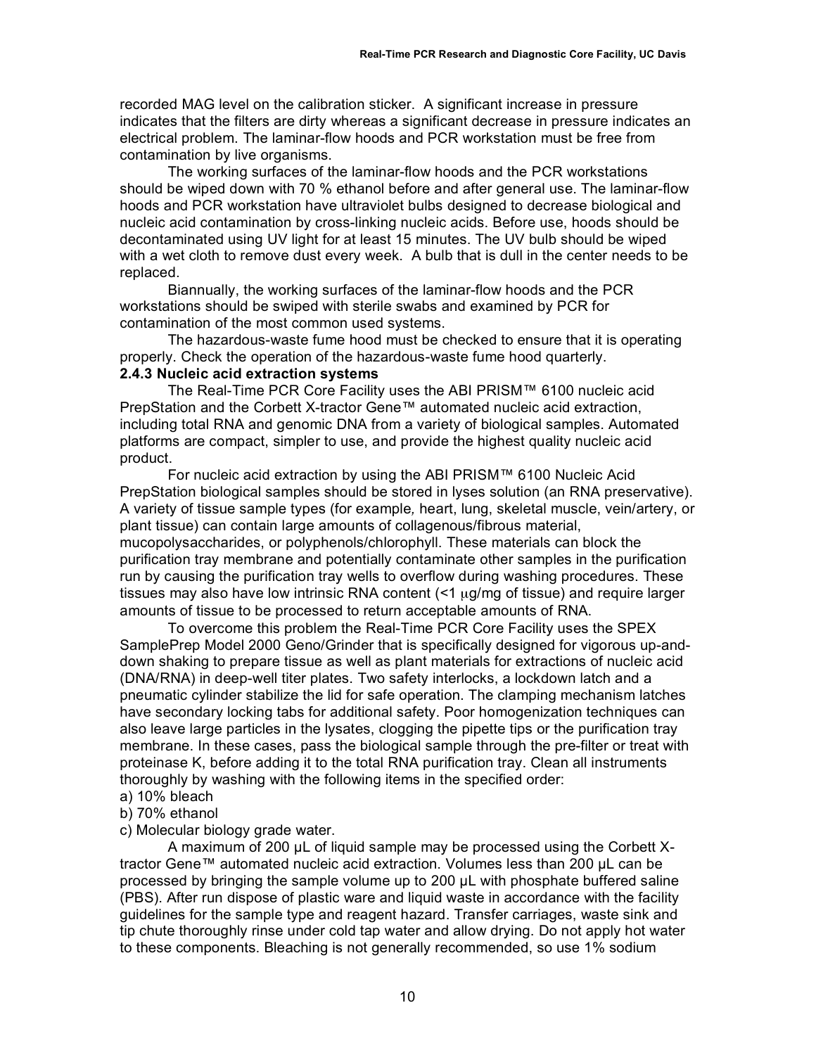recorded MAG level on the calibration sticker. A significant increase in pressure indicates that the filters are dirty whereas a significant decrease in pressure indicates an electrical problem. The laminar-flow hoods and PCR workstation must be free from contamination by live organisms.

The working surfaces of the laminar-flow hoods and the PCR workstations should be wiped down with 70 % ethanol before and after general use. The laminar-flow hoods and PCR workstation have ultraviolet bulbs designed to decrease biological and nucleic acid contamination by cross-linking nucleic acids. Before use, hoods should be decontaminated using UV light for at least 15 minutes. The UV bulb should be wiped with a wet cloth to remove dust every week. A bulb that is dull in the center needs to be replaced.

Biannually, the working surfaces of the laminar-flow hoods and the PCR workstations should be swiped with sterile swabs and examined by PCR for contamination of the most common used systems.

The hazardous-waste fume hood must be checked to ensure that it is operating properly. Check the operation of the hazardous-waste fume hood quarterly.

**2.4.3 Nucleic acid extraction systems**

The Real-Time PCR Core Facility uses the ABI PRISM™ 6100 nucleic acid PrepStation and the Corbett X-tractor Gene™ automated nucleic acid extraction, including total RNA and genomic DNA from a variety of biological samples. Automated platforms are compact, simpler to use, and provide the highest quality nucleic acid product.

For nucleic acid extraction by using the ABI PRISM™ 6100 Nucleic Acid PrepStation biological samples should be stored in lyses solution (an RNA preservative). A variety of tissue sample types (for example*,* heart, lung, skeletal muscle, vein/artery, or plant tissue) can contain large amounts of collagenous/fibrous material, mucopolysaccharides, or polyphenols/chlorophyll. These materials can block the purification tray membrane and potentially contaminate other samples in the purification run by causing the purification tray wells to overflow during washing procedures. These tissues may also have low intrinsic RNA content (<1 μg/mg of tissue) and require larger amounts of tissue to be processed to return acceptable amounts of RNA.

To overcome this problem the Real-Time PCR Core Facility uses the SPEX SamplePrep Model 2000 Geno/Grinder that is specifically designed for vigorous up-and-down shaking to prepare tissue as well as plant materials for extractions of nucleic acid (DNA/RNA) in deep-well titer plates. Two safety interlocks, a lockdown latch and a pneumatic cylinder stabilize the lid for safe operation. The clamping mechanism latches have secondary locking tabs for additional safety. Poor homogenization techniques can also leave large particles in the lysates, clogging the pipette tips or the purification tray membrane. In these cases, pass the biological sample through the pre-filter or treat with proteinase K, before adding it to the total RNA purification tray. Clean all instruments thoroughly by washing with the following items in the specified order:

a) 10% bleach
b) 70% ethanol
c) Molecular biology grade water.

A maximum of 200 µL of liquid sample may be processed using the Corbett X-tractor Gene™ automated nucleic acid extraction. Volumes less than 200 µL can be processed by bringing the sample volume up to 200 µL with phosphate buffered saline (PBS). After run dispose of plastic ware and liquid waste in accordance with the facility guidelines for the sample type and reagent hazard. Transfer carriages, waste sink and tip chute thoroughly rinse under cold tap water and allow drying. Do not apply hot water to these components. Bleaching is not generally recommended, so use 1% sodium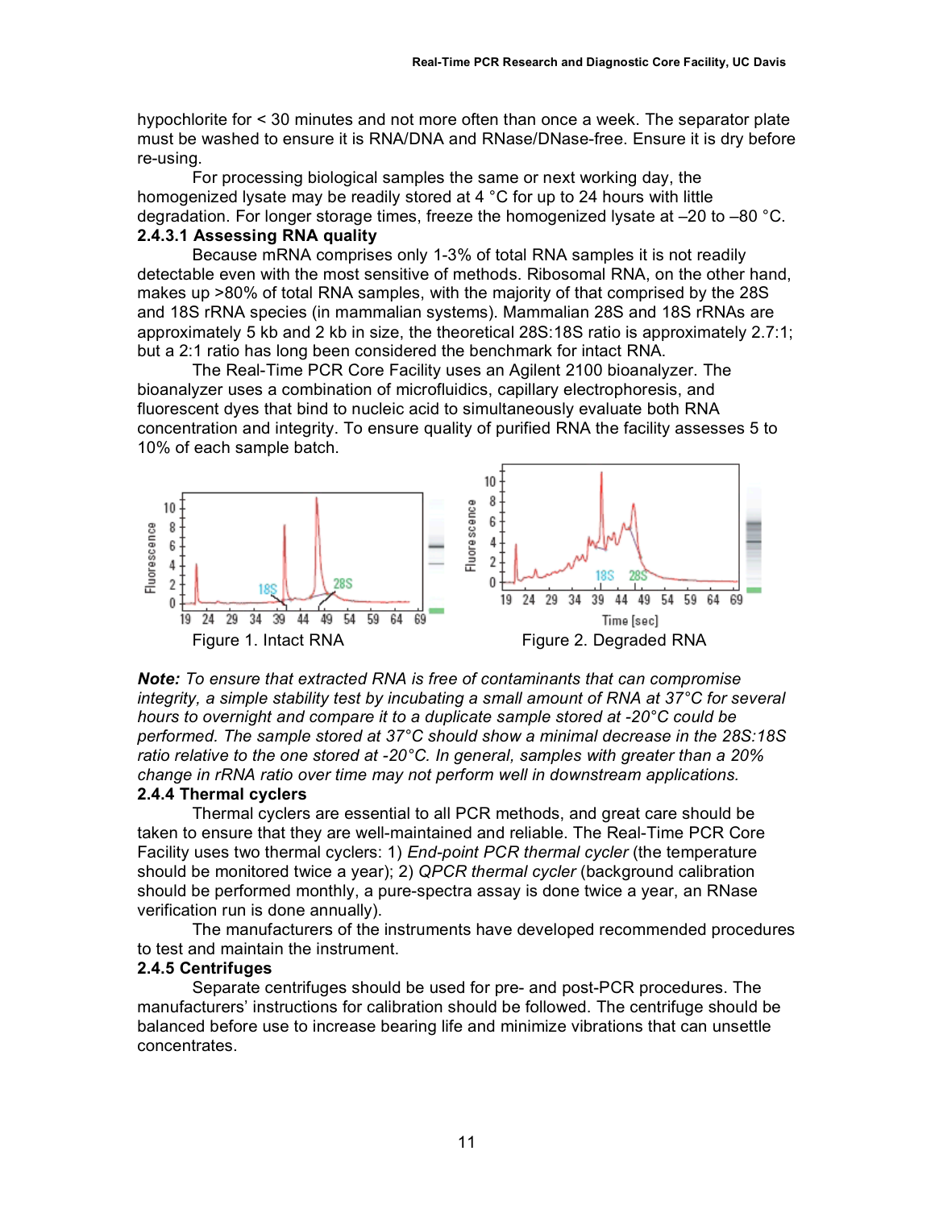hypochlorite for < 30 minutes and not more often than once a week. The separator plate must be washed to ensure it is RNA/DNA and RNase/DNase-free. Ensure it is dry before re-using.

For processing biological samples the same or next working day, the homogenized lysate may be readily stored at 4 °C for up to 24 hours with little degradation. For longer storage times, freeze the homogenized lysate at –20 to –80 °C.

#### 2.4.3.1 Assessing RNA quality

Because mRNA comprises only 1-3% of total RNA samples it is not readily detectable even with the most sensitive of methods. Ribosomal RNA, on the other hand, makes up >80% of total RNA samples, with the majority of that comprised by the 28S and 18S rRNA species (in mammalian systems). Mammalian 28S and 18S rRNAs are approximately 5 kb and 2 kb in size, the theoretical 28S:18S ratio is approximately 2.7:1; but a 2:1 ratio has long been considered the benchmark for intact RNA.

The Real-Time PCR Core Facility uses an Agilent 2100 bioanalyzer. The bioanalyzer uses a combination of microfluidics, capillary electrophoresis, and fluorescent dyes that bind to nucleic acid to simultaneously evaluate both RNA concentration and integrity. To ensure quality of purified RNA the facility assesses 5 to 10% of each sample batch.

Figure 1. Intact RNA

Figure 2. Degraded RNA

***Note:** To ensure that extracted RNA is free of contaminants that can compromise integrity, a simple stability test by incubating a small amount of RNA at 37°C for several hours to overnight and compare it to a duplicate sample stored at -20°C could be performed. The sample stored at 37°C should show a minimal decrease in the 28S:18S ratio relative to the one stored at -20°C. In general, samples with greater than a 20% change in rRNA ratio over time may not perform well in downstream applications.*

### 2.4.4 Thermal cyclers

Thermal cyclers are essential to all PCR methods, and great care should be taken to ensure that they are well-maintained and reliable. The Real-Time PCR Core Facility uses two thermal cyclers: 1) *End-point PCR thermal cycler* (the temperature should be monitored twice a year); 2) *QPCR thermal cycler* (background calibration should be performed monthly, a pure-spectra assay is done twice a year, an RNase verification run is done annually).

The manufacturers of the instruments have developed recommended procedures to test and maintain the instrument.

### 2.4.5 Centrifuges

Separate centrifuges should be used for pre- and post-PCR procedures. The manufacturers' instructions for calibration should be followed. The centrifuge should be balanced before use to increase bearing life and minimize vibrations that can unsettle concentrates.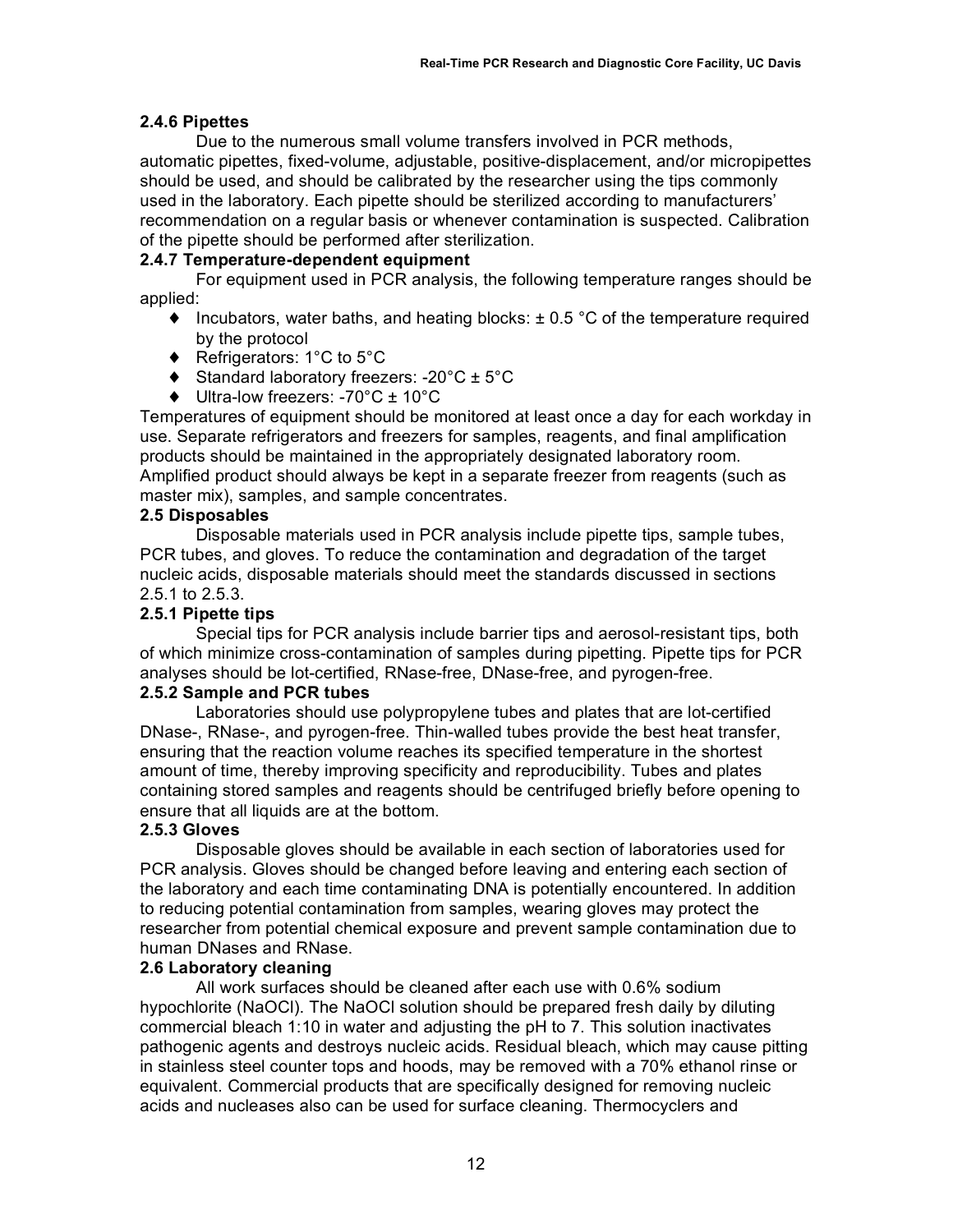### 2.4.6 Pipettes

Due to the numerous small volume transfers involved in PCR methods, automatic pipettes, fixed-volume, adjustable, positive-displacement, and/or micropipettes should be used, and should be calibrated by the researcher using the tips commonly used in the laboratory. Each pipette should be sterilized according to manufacturers' recommendation on a regular basis or whenever contamination is suspected. Calibration of the pipette should be performed after sterilization.

### 2.4.7 Temperature-dependent equipment

For equipment used in PCR analysis, the following temperature ranges should be applied:

- Incubators, water baths, and heating blocks: ± 0.5 °C of the temperature required by the protocol
- Refrigerators: 1°C to 5°C
- Standard laboratory freezers: -20°C ± 5°C
- Ultra-low freezers: -70°C ± 10°C

Temperatures of equipment should be monitored at least once a day for each workday in use. Separate refrigerators and freezers for samples, reagents, and final amplification products should be maintained in the appropriately designated laboratory room. Amplified product should always be kept in a separate freezer from reagents (such as master mix), samples, and sample concentrates.

## 2.5 Disposables

Disposable materials used in PCR analysis include pipette tips, sample tubes, PCR tubes, and gloves. To reduce the contamination and degradation of the target nucleic acids, disposable materials should meet the standards discussed in sections 2.5.1 to 2.5.3.

### 2.5.1 Pipette tips

Special tips for PCR analysis include barrier tips and aerosol-resistant tips, both of which minimize cross-contamination of samples during pipetting. Pipette tips for PCR analyses should be lot-certified, RNase-free, DNase-free, and pyrogen-free.

### 2.5.2 Sample and PCR tubes

Laboratories should use polypropylene tubes and plates that are lot-certified DNase-, RNase-, and pyrogen-free. Thin-walled tubes provide the best heat transfer, ensuring that the reaction volume reaches its specified temperature in the shortest amount of time, thereby improving specificity and reproducibility. Tubes and plates containing stored samples and reagents should be centrifuged briefly before opening to ensure that all liquids are at the bottom.

### 2.5.3 Gloves

Disposable gloves should be available in each section of laboratories used for PCR analysis. Gloves should be changed before leaving and entering each section of the laboratory and each time contaminating DNA is potentially encountered. In addition to reducing potential contamination from samples, wearing gloves may protect the researcher from potential chemical exposure and prevent sample contamination due to human DNases and RNase.

## 2.6 Laboratory cleaning

All work surfaces should be cleaned after each use with 0.6% sodium hypochlorite (NaOCl). The NaOCl solution should be prepared fresh daily by diluting commercial bleach 1:10 in water and adjusting the pH to 7. This solution inactivates pathogenic agents and destroys nucleic acids. Residual bleach, which may cause pitting in stainless steel counter tops and hoods, may be removed with a 70% ethanol rinse or equivalent. Commercial products that are specifically designed for removing nucleic acids and nucleases also can be used for surface cleaning. Thermocyclers and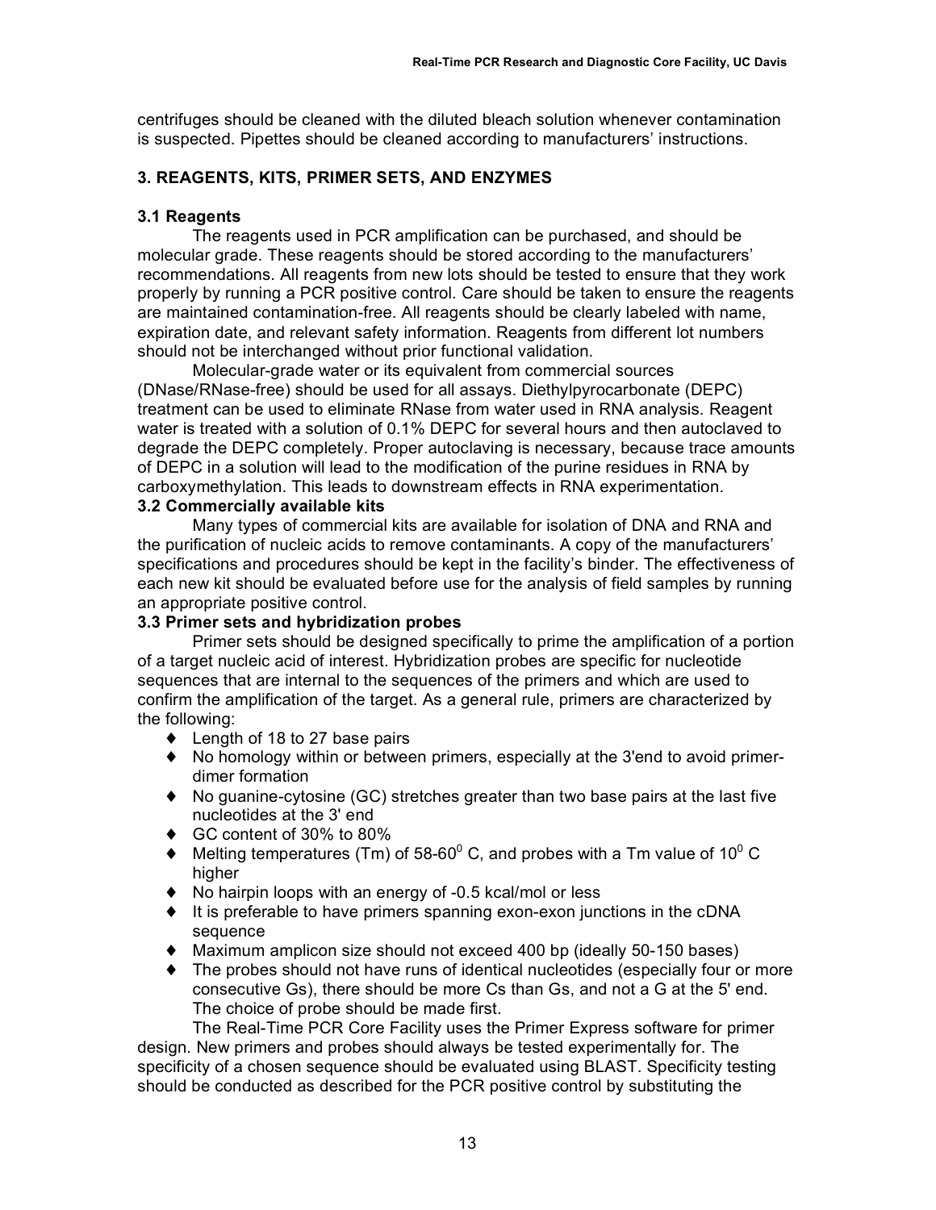centrifuges should be cleaned with the diluted bleach solution whenever contamination is suspected. Pipettes should be cleaned according to manufacturers' instructions.

## 3. REAGENTS, KITS, PRIMER SETS, AND ENZYMES

### 3.1 Reagents

The reagents used in PCR amplification can be purchased, and should be molecular grade. These reagents should be stored according to the manufacturers' recommendations. All reagents from new lots should be tested to ensure that they work properly by running a PCR positive control. Care should be taken to ensure the reagents are maintained contamination-free. All reagents should be clearly labeled with name, expiration date, and relevant safety information. Reagents from different lot numbers should not be interchanged without prior functional validation.

Molecular-grade water or its equivalent from commercial sources (DNase/RNase-free) should be used for all assays. Diethylpyrocarbonate (DEPC) treatment can be used to eliminate RNase from water used in RNA analysis. Reagent water is treated with a solution of 0.1% DEPC for several hours and then autoclaved to degrade the DEPC completely. Proper autoclaving is necessary, because trace amounts of DEPC in a solution will lead to the modification of the purine residues in RNA by carboxymethylation. This leads to downstream effects in RNA experimentation.

### 3.2 Commercially available kits

Many types of commercial kits are available for isolation of DNA and RNA and the purification of nucleic acids to remove contaminants. A copy of the manufacturers' specifications and procedures should be kept in the facility's binder. The effectiveness of each new kit should be evaluated before use for the analysis of field samples by running an appropriate positive control.

### 3.3 Primer sets and hybridization probes

Primer sets should be designed specifically to prime the amplification of a portion of a target nucleic acid of interest. Hybridization probes are specific for nucleotide sequences that are internal to the sequences of the primers and which are used to confirm the amplification of the target. As a general rule, primers are characterized by the following:

- Length of 18 to 27 base pairs
- No homology within or between primers, especially at the 3'end to avoid primer-dimer formation
- No guanine-cytosine (GC) stretches greater than two base pairs at the last five nucleotides at the 3' end
- GC content of 30% to 80%
- Melting temperatures (Tm) of 58-60$^0$ C, and probes with a Tm value of 10$^0$ C higher
- No hairpin loops with an energy of -0.5 kcal/mol or less
- It is preferable to have primers spanning exon-exon junctions in the cDNA sequence
- Maximum amplicon size should not exceed 400 bp (ideally 50-150 bases)
- The probes should not have runs of identical nucleotides (especially four or more consecutive Gs), there should be more Cs than Gs, and not a G at the 5' end. The choice of probe should be made first.

The Real-Time PCR Core Facility uses the Primer Express software for primer design. New primers and probes should always be tested experimentally for. The specificity of a chosen sequence should be evaluated using BLAST. Specificity testing should be conducted as described for the PCR positive control by substituting the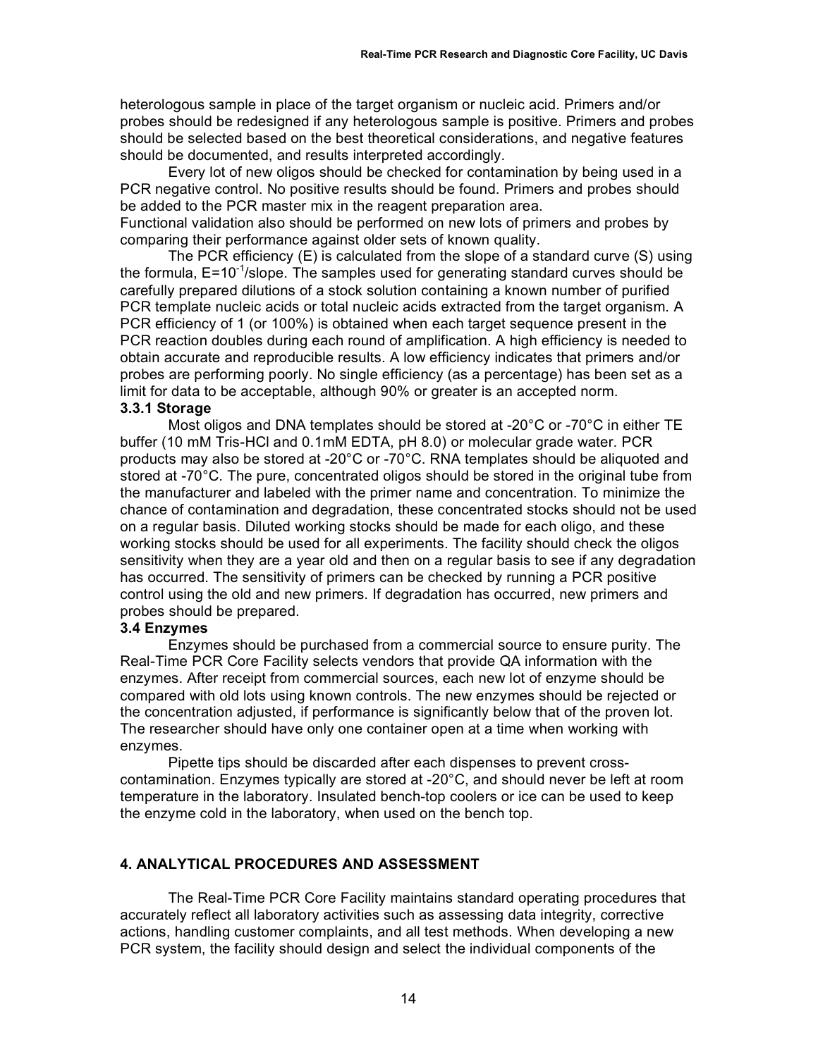heterologous sample in place of the target organism or nucleic acid. Primers and/or probes should be redesigned if any heterologous sample is positive. Primers and probes should be selected based on the best theoretical considerations, and negative features should be documented, and results interpreted accordingly.

Every lot of new oligos should be checked for contamination by being used in a PCR negative control. No positive results should be found. Primers and probes should be added to the PCR master mix in the reagent preparation area.

Functional validation also should be performed on new lots of primers and probes by comparing their performance against older sets of known quality.

The PCR efficiency (E) is calculated from the slope of a standard curve (S) using the formula, $E=10^{-1}$/slope. The samples used for generating standard curves should be carefully prepared dilutions of a stock solution containing a known number of purified PCR template nucleic acids or total nucleic acids extracted from the target organism. A PCR efficiency of 1 (or 100%) is obtained when each target sequence present in the PCR reaction doubles during each round of amplification. A high efficiency is needed to obtain accurate and reproducible results. A low efficiency indicates that primers and/or probes are performing poorly. No single efficiency (as a percentage) has been set as a limit for data to be acceptable, although 90% or greater is an accepted norm.

### 3.3.1 Storage

Most oligos and DNA templates should be stored at -20°C or -70°C in either TE buffer (10 mM Tris-HCl and 0.1mM EDTA, pH 8.0) or molecular grade water. PCR products may also be stored at -20°C or -70°C. RNA templates should be aliquoted and stored at -70°C. The pure, concentrated oligos should be stored in the original tube from the manufacturer and labeled with the primer name and concentration. To minimize the chance of contamination and degradation, these concentrated stocks should not be used on a regular basis. Diluted working stocks should be made for each oligo, and these working stocks should be used for all experiments. The facility should check the oligos sensitivity when they are a year old and then on a regular basis to see if any degradation has occurred. The sensitivity of primers can be checked by running a PCR positive control using the old and new primers. If degradation has occurred, new primers and probes should be prepared.

### 3.4 Enzymes

Enzymes should be purchased from a commercial source to ensure purity. The Real-Time PCR Core Facility selects vendors that provide QA information with the enzymes. After receipt from commercial sources, each new lot of enzyme should be compared with old lots using known controls. The new enzymes should be rejected or the concentration adjusted, if performance is significantly below that of the proven lot. The researcher should have only one container open at a time when working with enzymes.

Pipette tips should be discarded after each dispenses to prevent cross-contamination. Enzymes typically are stored at -20°C, and should never be left at room temperature in the laboratory. Insulated bench-top coolers or ice can be used to keep the enzyme cold in the laboratory, when used on the bench top.

## 4. ANALYTICAL PROCEDURES AND ASSESSMENT

The Real-Time PCR Core Facility maintains standard operating procedures that accurately reflect all laboratory activities such as assessing data integrity, corrective actions, handling customer complaints, and all test methods. When developing a new PCR system, the facility should design and select the individual components of the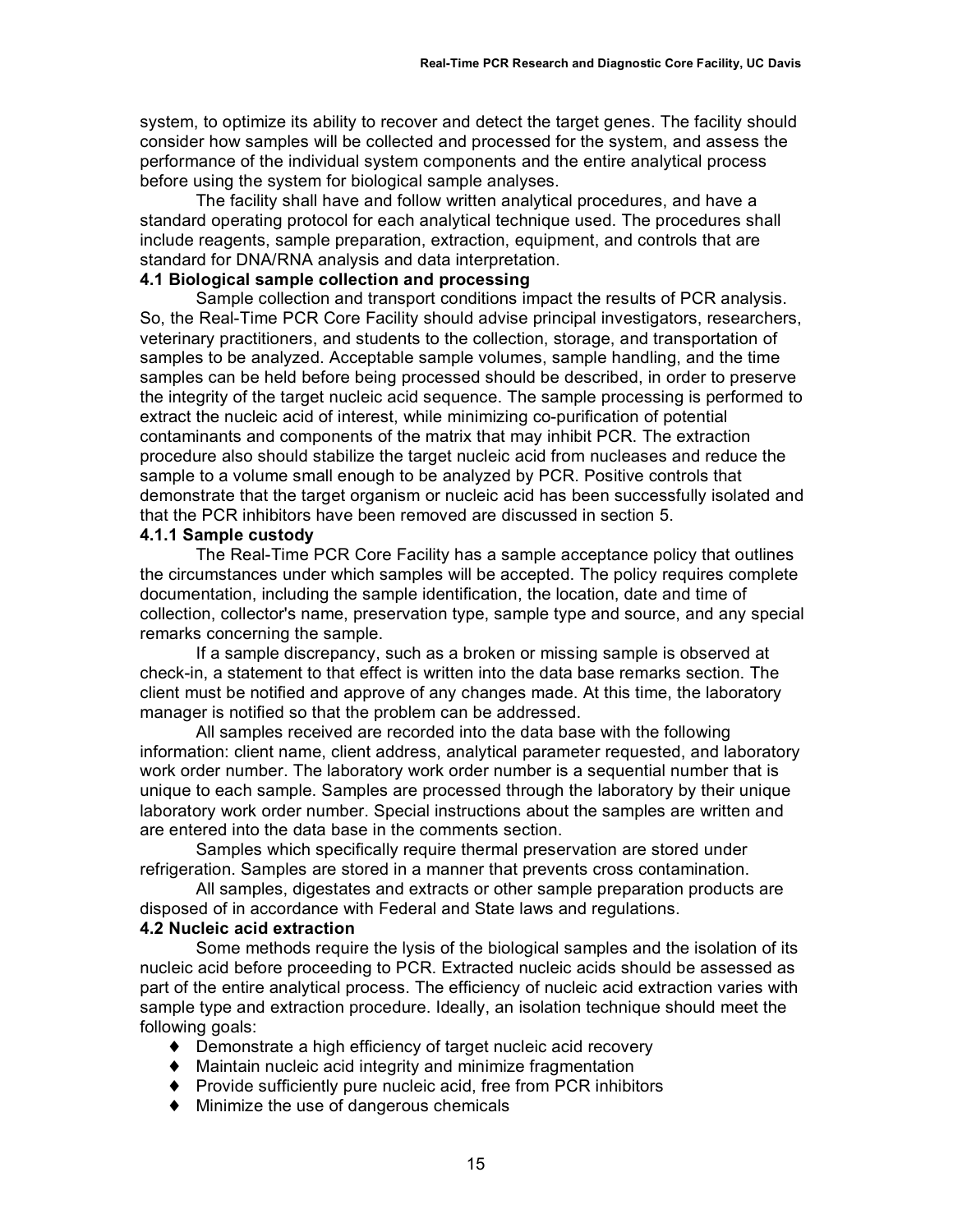system, to optimize its ability to recover and detect the target genes. The facility should consider how samples will be collected and processed for the system, and assess the performance of the individual system components and the entire analytical process before using the system for biological sample analyses.

The facility shall have and follow written analytical procedures, and have a standard operating protocol for each analytical technique used. The procedures shall include reagents, sample preparation, extraction, equipment, and controls that are standard for DNA/RNA analysis and data interpretation.

### 4.1 Biological sample collection and processing

Sample collection and transport conditions impact the results of PCR analysis. So, the Real-Time PCR Core Facility should advise principal investigators, researchers, veterinary practitioners, and students to the collection, storage, and transportation of samples to be analyzed. Acceptable sample volumes, sample handling, and the time samples can be held before being processed should be described, in order to preserve the integrity of the target nucleic acid sequence. The sample processing is performed to extract the nucleic acid of interest, while minimizing co-purification of potential contaminants and components of the matrix that may inhibit PCR. The extraction procedure also should stabilize the target nucleic acid from nucleases and reduce the sample to a volume small enough to be analyzed by PCR. Positive controls that demonstrate that the target organism or nucleic acid has been successfully isolated and that the PCR inhibitors have been removed are discussed in section 5.

#### 4.1.1 Sample custody

The Real-Time PCR Core Facility has a sample acceptance policy that outlines the circumstances under which samples will be accepted. The policy requires complete documentation, including the sample identification, the location, date and time of collection, collector's name, preservation type, sample type and source, and any special remarks concerning the sample.

If a sample discrepancy, such as a broken or missing sample is observed at check-in, a statement to that effect is written into the data base remarks section. The client must be notified and approve of any changes made. At this time, the laboratory manager is notified so that the problem can be addressed.

All samples received are recorded into the data base with the following information: client name, client address, analytical parameter requested, and laboratory work order number. The laboratory work order number is a sequential number that is unique to each sample. Samples are processed through the laboratory by their unique laboratory work order number. Special instructions about the samples are written and are entered into the data base in the comments section.

Samples which specifically require thermal preservation are stored under refrigeration. Samples are stored in a manner that prevents cross contamination.

All samples, digestates and extracts or other sample preparation products are disposed of in accordance with Federal and State laws and regulations.

### 4.2 Nucleic acid extraction

Some methods require the lysis of the biological samples and the isolation of its nucleic acid before proceeding to PCR. Extracted nucleic acids should be assessed as part of the entire analytical process. The efficiency of nucleic acid extraction varies with sample type and extraction procedure. Ideally, an isolation technique should meet the following goals:

- Demonstrate a high efficiency of target nucleic acid recovery
- Maintain nucleic acid integrity and minimize fragmentation
- Provide sufficiently pure nucleic acid, free from PCR inhibitors
- Minimize the use of dangerous chemicals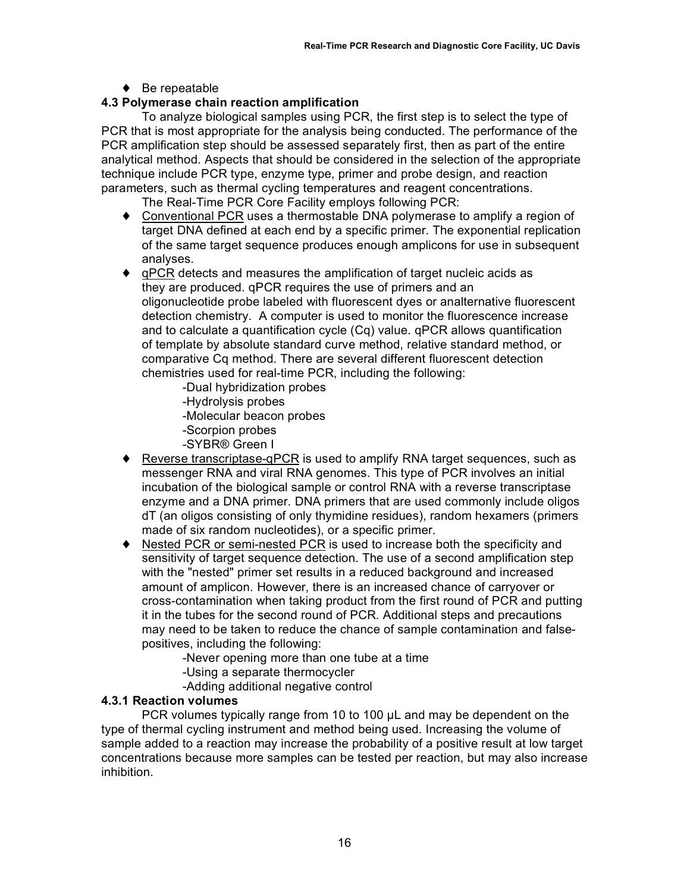- Be repeatable

### 4.3 Polymerase chain reaction amplification

To analyze biological samples using PCR, the first step is to select the type of PCR that is most appropriate for the analysis being conducted. The performance of the PCR amplification step should be assessed separately first, then as part of the entire analytical method. Aspects that should be considered in the selection of the appropriate technique include PCR type, enzyme type, primer and probe design, and reaction parameters, such as thermal cycling temperatures and reagent concentrations.

The Real-Time PCR Core Facility employs following PCR:

- <u>Conventional PCR</u> uses a thermostable DNA polymerase to amplify a region of target DNA defined at each end by a specific primer. The exponential replication of the same target sequence produces enough amplicons for use in subsequent analyses.
- <u>qPCR</u> detects and measures the amplification of target nucleic acids as they are produced. qPCR requires the use of primers and an oligonucleotide probe labeled with fluorescent dyes or analternative fluorescent detection chemistry. A computer is used to monitor the fluorescence increase and to calculate a quantification cycle (Cq) value. qPCR allows quantification of template by absolute standard curve method, relative standard method, or comparative Cq method. There are several different fluorescent detection chemistries used for real-time PCR, including the following:
  - -Dual hybridization probes
  - -Hydrolysis probes
  - -Molecular beacon probes
  - -Scorpion probes
  - -SYBR® Green I
- <u>Reverse transcriptase-qPCR</u> is used to amplify RNA target sequences, such as messenger RNA and viral RNA genomes. This type of PCR involves an initial incubation of the biological sample or control RNA with a reverse transcriptase enzyme and a DNA primer. DNA primers that are used commonly include oligos dT (an oligos consisting of only thymidine residues), random hexamers (primers made of six random nucleotides), or a specific primer.
- <u>Nested PCR or semi-nested PCR</u> is used to increase both the specificity and sensitivity of target sequence detection. The use of a second amplification step with the "nested" primer set results in a reduced background and increased amount of amplicon. However, there is an increased chance of carryover or cross-contamination when taking product from the first round of PCR and putting it in the tubes for the second round of PCR. Additional steps and precautions may need to be taken to reduce the chance of sample contamination and false-positives, including the following:
  - -Never opening more than one tube at a time
  - -Using a separate thermocycler
  - -Adding additional negative control

#### 4.3.1 Reaction volumes

PCR volumes typically range from 10 to 100 µL and may be dependent on the type of thermal cycling instrument and method being used. Increasing the volume of sample added to a reaction may increase the probability of a positive result at low target concentrations because more samples can be tested per reaction, but may also increase inhibition.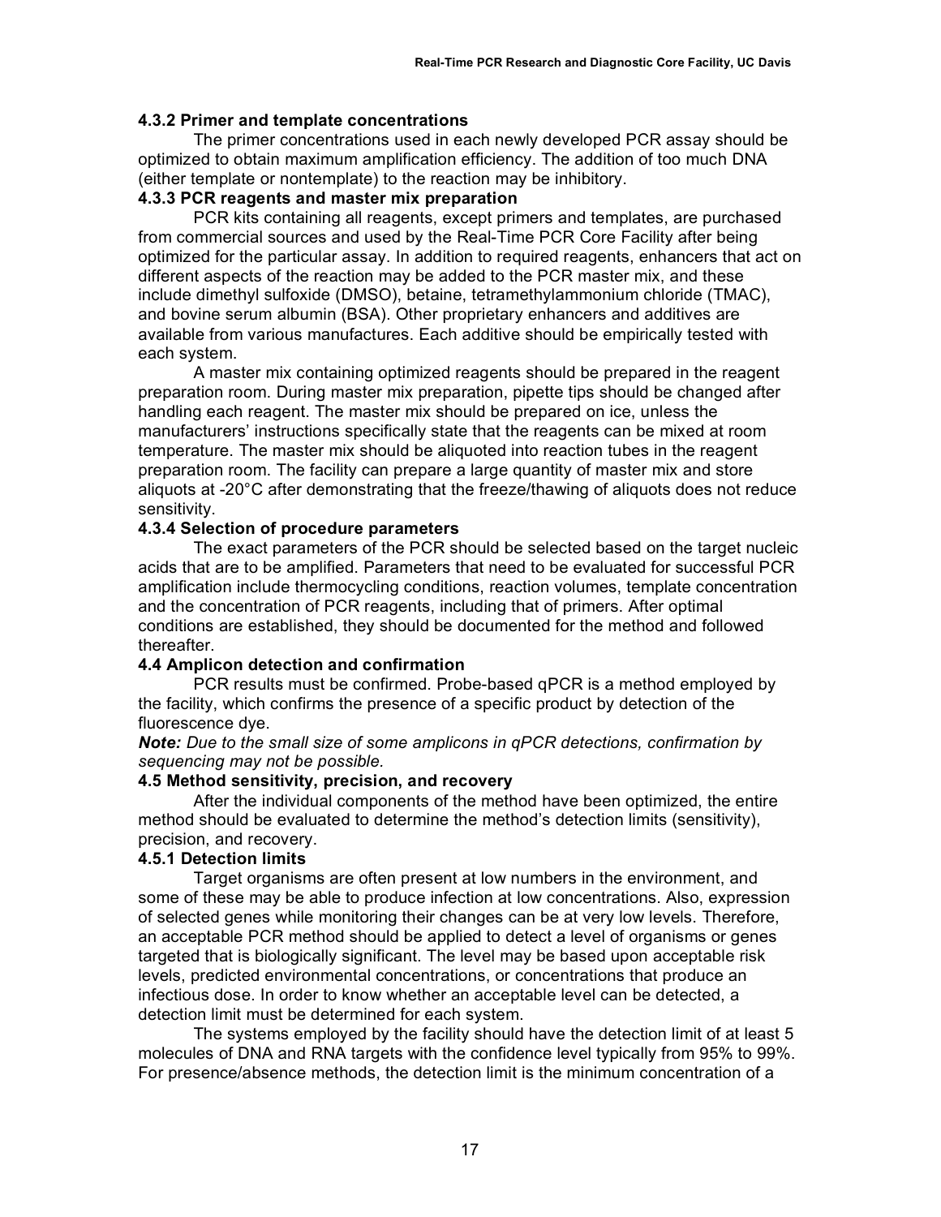#### 4.3.2 Primer and template concentrations

The primer concentrations used in each newly developed PCR assay should be optimized to obtain maximum amplification efficiency. The addition of too much DNA (either template or nontemplate) to the reaction may be inhibitory.

#### 4.3.3 PCR reagents and master mix preparation

PCR kits containing all reagents, except primers and templates, are purchased from commercial sources and used by the Real-Time PCR Core Facility after being optimized for the particular assay. In addition to required reagents, enhancers that act on different aspects of the reaction may be added to the PCR master mix, and these include dimethyl sulfoxide (DMSO), betaine, tetramethylammonium chloride (TMAC), and bovine serum albumin (BSA). Other proprietary enhancers and additives are available from various manufactures. Each additive should be empirically tested with each system.

A master mix containing optimized reagents should be prepared in the reagent preparation room. During master mix preparation, pipette tips should be changed after handling each reagent. The master mix should be prepared on ice, unless the manufacturers' instructions specifically state that the reagents can be mixed at room temperature. The master mix should be aliquoted into reaction tubes in the reagent preparation room. The facility can prepare a large quantity of master mix and store aliquots at -20°C after demonstrating that the freeze/thawing of aliquots does not reduce sensitivity.

#### 4.3.4 Selection of procedure parameters

The exact parameters of the PCR should be selected based on the target nucleic acids that are to be amplified. Parameters that need to be evaluated for successful PCR amplification include thermocycling conditions, reaction volumes, template concentration and the concentration of PCR reagents, including that of primers. After optimal conditions are established, they should be documented for the method and followed thereafter.

### 4.4 Amplicon detection and confirmation

PCR results must be confirmed. Probe-based qPCR is a method employed by the facility, which confirms the presence of a specific product by detection of the fluorescence dye.

***Note:*** *Due to the small size of some amplicons in qPCR detections, confirmation by sequencing may not be possible.*

### 4.5 Method sensitivity, precision, and recovery

After the individual components of the method have been optimized, the entire method should be evaluated to determine the method's detection limits (sensitivity), precision, and recovery.

#### 4.5.1 Detection limits

Target organisms are often present at low numbers in the environment, and some of these may be able to produce infection at low concentrations. Also, expression of selected genes while monitoring their changes can be at very low levels. Therefore, an acceptable PCR method should be applied to detect a level of organisms or genes targeted that is biologically significant. The level may be based upon acceptable risk levels, predicted environmental concentrations, or concentrations that produce an infectious dose. In order to know whether an acceptable level can be detected, a detection limit must be determined for each system.

The systems employed by the facility should have the detection limit of at least 5 molecules of DNA and RNA targets with the confidence level typically from 95% to 99%. For presence/absence methods, the detection limit is the minimum concentration of a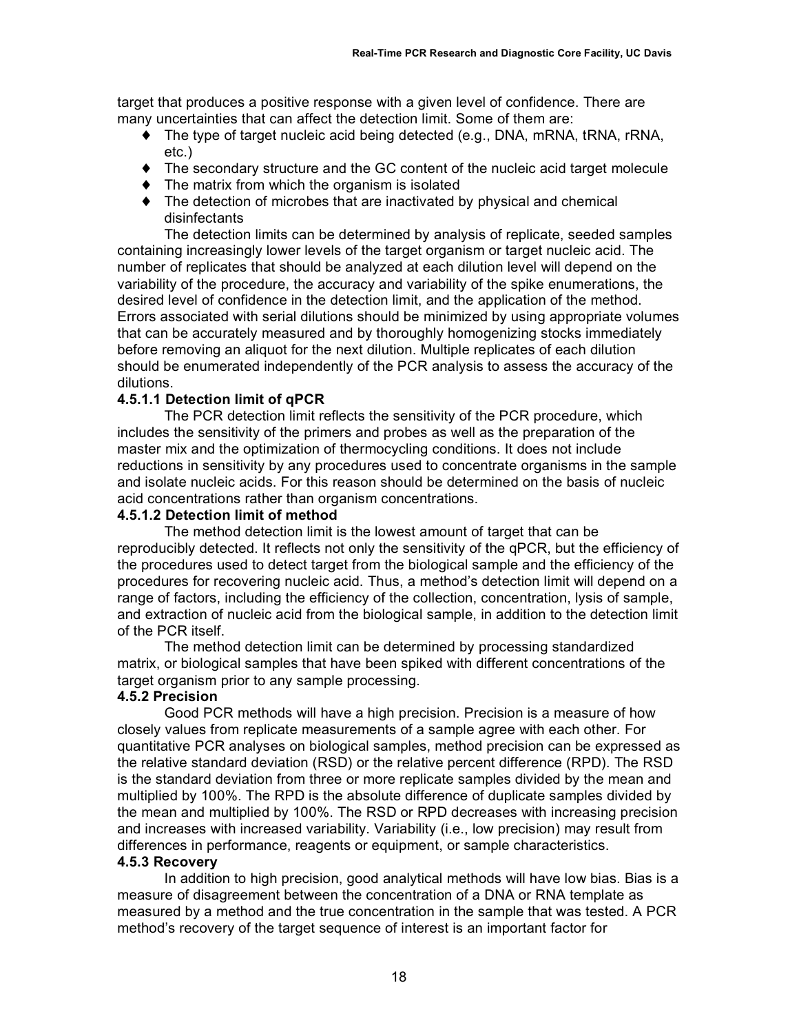target that produces a positive response with a given level of confidence. There are many uncertainties that can affect the detection limit. Some of them are:

- The type of target nucleic acid being detected (e.g., DNA, mRNA, tRNA, rRNA, etc.)
- The secondary structure and the GC content of the nucleic acid target molecule
- The matrix from which the organism is isolated
- The detection of microbes that are inactivated by physical and chemical disinfectants

The detection limits can be determined by analysis of replicate, seeded samples containing increasingly lower levels of the target organism or target nucleic acid. The number of replicates that should be analyzed at each dilution level will depend on the variability of the procedure, the accuracy and variability of the spike enumerations, the desired level of confidence in the detection limit, and the application of the method. Errors associated with serial dilutions should be minimized by using appropriate volumes that can be accurately measured and by thoroughly homogenizing stocks immediately before removing an aliquot for the next dilution. Multiple replicates of each dilution should be enumerated independently of the PCR analysis to assess the accuracy of the dilutions.

**4.5.1.1 Detection limit of qPCR**

The PCR detection limit reflects the sensitivity of the PCR procedure, which includes the sensitivity of the primers and probes as well as the preparation of the master mix and the optimization of thermocycling conditions. It does not include reductions in sensitivity by any procedures used to concentrate organisms in the sample and isolate nucleic acids. For this reason should be determined on the basis of nucleic acid concentrations rather than organism concentrations.

**4.5.1.2 Detection limit of method**

The method detection limit is the lowest amount of target that can be reproducibly detected. It reflects not only the sensitivity of the qPCR, but the efficiency of the procedures used to detect target from the biological sample and the efficiency of the procedures for recovering nucleic acid. Thus, a method's detection limit will depend on a range of factors, including the efficiency of the collection, concentration, lysis of sample, and extraction of nucleic acid from the biological sample, in addition to the detection limit of the PCR itself.

The method detection limit can be determined by processing standardized matrix, or biological samples that have been spiked with different concentrations of the target organism prior to any sample processing.

**4.5.2 Precision**

Good PCR methods will have a high precision. Precision is a measure of how closely values from replicate measurements of a sample agree with each other. For quantitative PCR analyses on biological samples, method precision can be expressed as the relative standard deviation (RSD) or the relative percent difference (RPD). The RSD is the standard deviation from three or more replicate samples divided by the mean and multiplied by 100%. The RPD is the absolute difference of duplicate samples divided by the mean and multiplied by 100%. The RSD or RPD decreases with increasing precision and increases with increased variability. Variability (i.e., low precision) may result from differences in performance, reagents or equipment, or sample characteristics.

**4.5.3 Recovery**

In addition to high precision, good analytical methods will have low bias. Bias is a measure of disagreement between the concentration of a DNA or RNA template as measured by a method and the true concentration in the sample that was tested. A PCR method's recovery of the target sequence of interest is an important factor for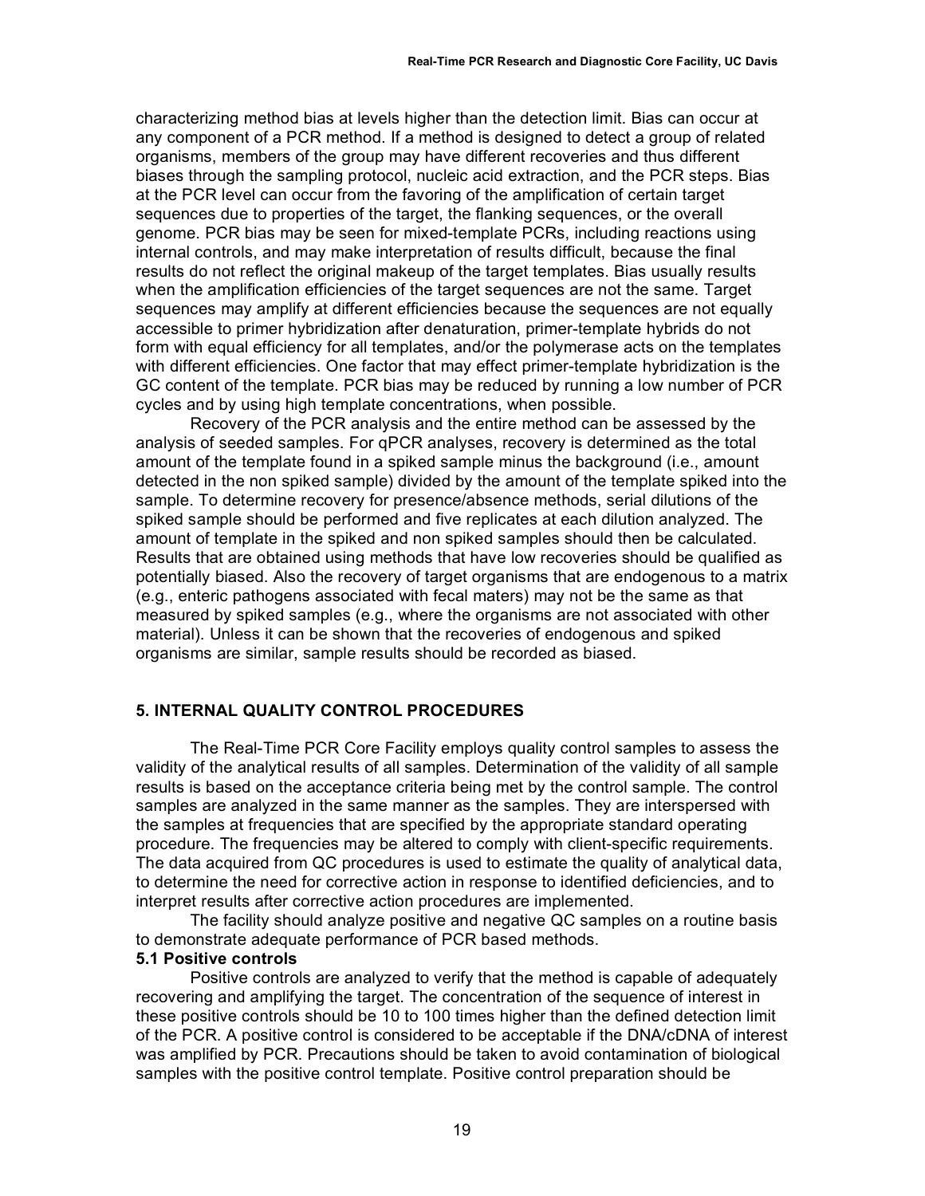characterizing method bias at levels higher than the detection limit. Bias can occur at any component of a PCR method. If a method is designed to detect a group of related organisms, members of the group may have different recoveries and thus different biases through the sampling protocol, nucleic acid extraction, and the PCR steps. Bias at the PCR level can occur from the favoring of the amplification of certain target sequences due to properties of the target, the flanking sequences, or the overall genome. PCR bias may be seen for mixed-template PCRs, including reactions using internal controls, and may make interpretation of results difficult, because the final results do not reflect the original makeup of the target templates. Bias usually results when the amplification efficiencies of the target sequences are not the same. Target sequences may amplify at different efficiencies because the sequences are not equally accessible to primer hybridization after denaturation, primer-template hybrids do not form with equal efficiency for all templates, and/or the polymerase acts on the templates with different efficiencies. One factor that may effect primer-template hybridization is the GC content of the template. PCR bias may be reduced by running a low number of PCR cycles and by using high template concentrations, when possible.

Recovery of the PCR analysis and the entire method can be assessed by the analysis of seeded samples. For qPCR analyses, recovery is determined as the total amount of the template found in a spiked sample minus the background (i.e., amount detected in the non spiked sample) divided by the amount of the template spiked into the sample. To determine recovery for presence/absence methods, serial dilutions of the spiked sample should be performed and five replicates at each dilution analyzed. The amount of template in the spiked and non spiked samples should then be calculated. Results that are obtained using methods that have low recoveries should be qualified as potentially biased. Also the recovery of target organisms that are endogenous to a matrix (e.g., enteric pathogens associated with fecal maters) may not be the same as that measured by spiked samples (e.g., where the organisms are not associated with other material). Unless it can be shown that the recoveries of endogenous and spiked organisms are similar, sample results should be recorded as biased.

## 5. INTERNAL QUALITY CONTROL PROCEDURES

The Real-Time PCR Core Facility employs quality control samples to assess the validity of the analytical results of all samples. Determination of the validity of all sample results is based on the acceptance criteria being met by the control sample. The control samples are analyzed in the same manner as the samples. They are interspersed with the samples at frequencies that are specified by the appropriate standard operating procedure. The frequencies may be altered to comply with client-specific requirements. The data acquired from QC procedures is used to estimate the quality of analytical data, to determine the need for corrective action in response to identified deficiencies, and to interpret results after corrective action procedures are implemented.

The facility should analyze positive and negative QC samples on a routine basis to demonstrate adequate performance of PCR based methods.

### 5.1 Positive controls

Positive controls are analyzed to verify that the method is capable of adequately recovering and amplifying the target. The concentration of the sequence of interest in these positive controls should be 10 to 100 times higher than the defined detection limit of the PCR. A positive control is considered to be acceptable if the DNA/cDNA of interest was amplified by PCR. Precautions should be taken to avoid contamination of biological samples with the positive control template. Positive control preparation should be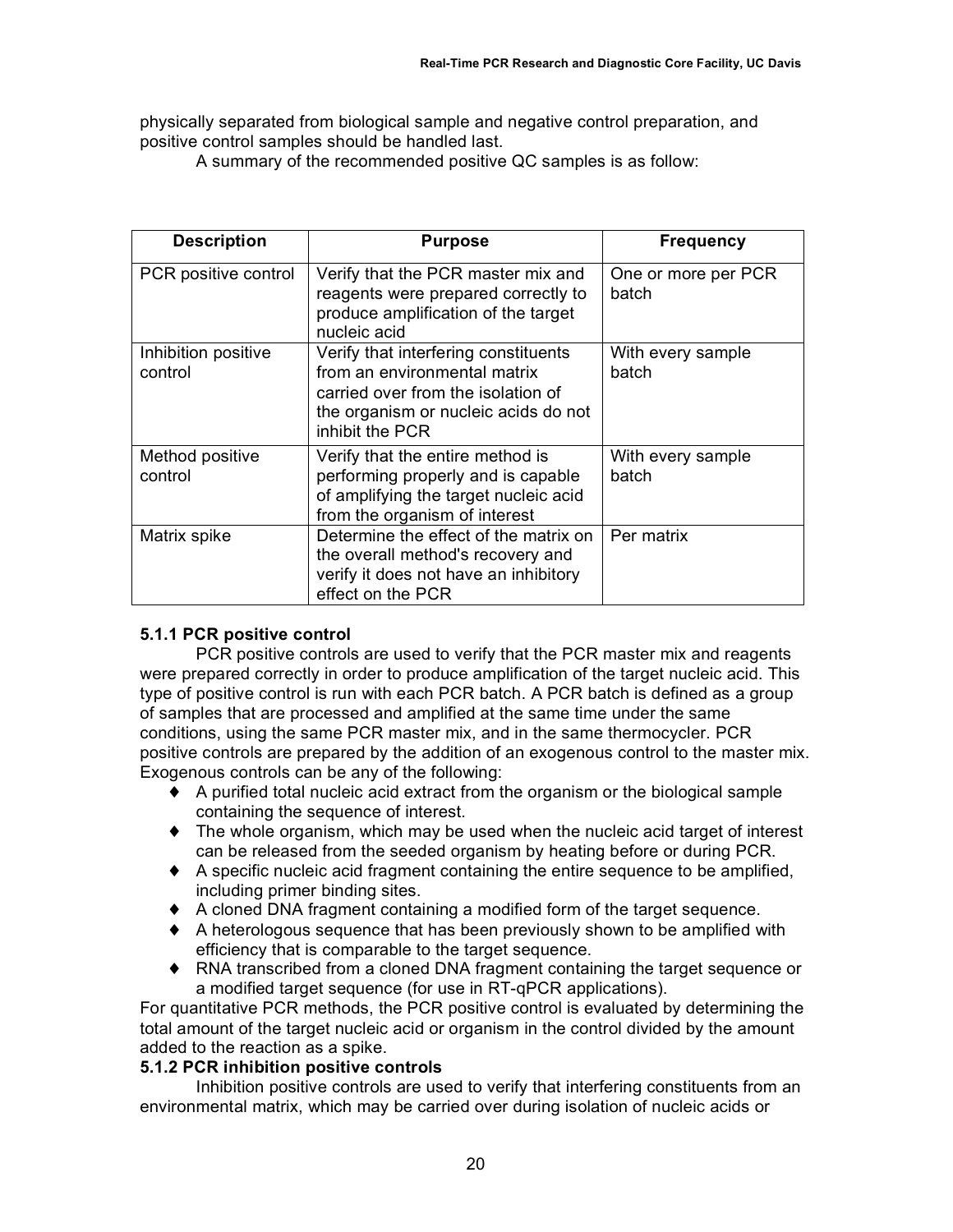physically separated from biological sample and negative control preparation, and positive control samples should be handled last.

A summary of the recommended positive QC samples is as follow:

| Description | Purpose | Frequency |
| --- | --- | --- |
| PCR positive control | Verify that the PCR master mix and reagents were prepared correctly to produce amplification of the target nucleic acid | One or more per PCR batch |
| Inhibition positive control | Verify that interfering constituents from an environmental matrix carried over from the isolation of the organism or nucleic acids do not inhibit the PCR | With every sample batch |
| Method positive control | Verify that the entire method is performing properly and is capable of amplifying the target nucleic acid from the organism of interest | With every sample batch |
| Matrix spike | Determine the effect of the matrix on the overall method's recovery and verify it does not have an inhibitory effect on the PCR | Per matrix |

**5.1.1 PCR positive control**

PCR positive controls are used to verify that the PCR master mix and reagents were prepared correctly in order to produce amplification of the target nucleic acid. This type of positive control is run with each PCR batch. A PCR batch is defined as a group of samples that are processed and amplified at the same time under the same conditions, using the same PCR master mix, and in the same thermocycler. PCR positive controls are prepared by the addition of an exogenous control to the master mix. Exogenous controls can be any of the following:

- A purified total nucleic acid extract from the organism or the biological sample containing the sequence of interest.
- The whole organism, which may be used when the nucleic acid target of interest can be released from the seeded organism by heating before or during PCR.
- A specific nucleic acid fragment containing the entire sequence to be amplified, including primer binding sites.
- A cloned DNA fragment containing a modified form of the target sequence.
- A heterologous sequence that has been previously shown to be amplified with efficiency that is comparable to the target sequence.
- RNA transcribed from a cloned DNA fragment containing the target sequence or a modified target sequence (for use in RT-qPCR applications).

For quantitative PCR methods, the PCR positive control is evaluated by determining the total amount of the target nucleic acid or organism in the control divided by the amount added to the reaction as a spike.

**5.1.2 PCR inhibition positive controls**

Inhibition positive controls are used to verify that interfering constituents from an environmental matrix, which may be carried over during isolation of nucleic acids or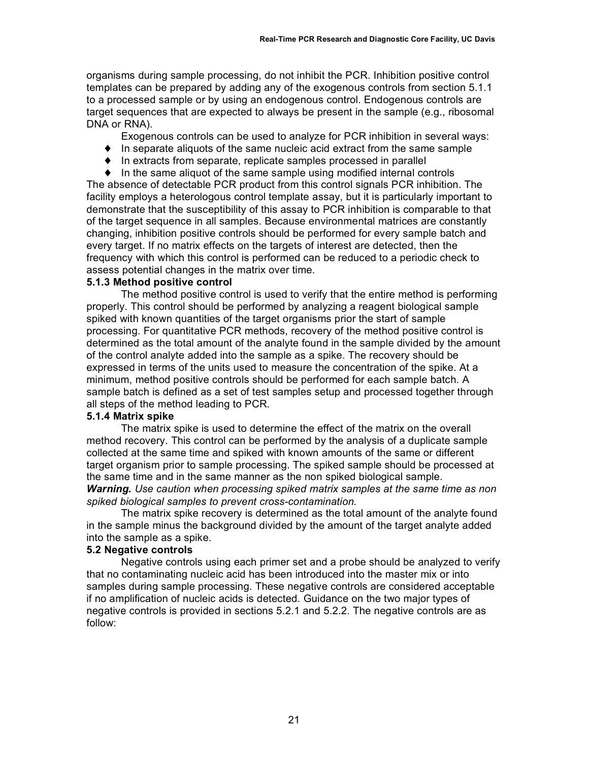organisms during sample processing, do not inhibit the PCR. Inhibition positive control templates can be prepared by adding any of the exogenous controls from section 5.1.1 to a processed sample or by using an endogenous control. Endogenous controls are target sequences that are expected to always be present in the sample (e.g., ribosomal DNA or RNA).

Exogenous controls can be used to analyze for PCR inhibition in several ways:

- In separate aliquots of the same nucleic acid extract from the same sample
- In extracts from separate, replicate samples processed in parallel
- In the same aliquot of the same sample using modified internal controls

The absence of detectable PCR product from this control signals PCR inhibition. The facility employs a heterologous control template assay, but it is particularly important to demonstrate that the susceptibility of this assay to PCR inhibition is comparable to that of the target sequence in all samples. Because environmental matrices are constantly changing, inhibition positive controls should be performed for every sample batch and every target. If no matrix effects on the targets of interest are detected, then the frequency with which this control is performed can be reduced to a periodic check to assess potential changes in the matrix over time.

**5.1.3 Method positive control**

The method positive control is used to verify that the entire method is performing properly. This control should be performed by analyzing a reagent biological sample spiked with known quantities of the target organisms prior the start of sample processing. For quantitative PCR methods, recovery of the method positive control is determined as the total amount of the analyte found in the sample divided by the amount of the control analyte added into the sample as a spike. The recovery should be expressed in terms of the units used to measure the concentration of the spike. At a minimum, method positive controls should be performed for each sample batch. A sample batch is defined as a set of test samples setup and processed together through all steps of the method leading to PCR.

**5.1.4 Matrix spike**

The matrix spike is used to determine the effect of the matrix on the overall method recovery. This control can be performed by the analysis of a duplicate sample collected at the same time and spiked with known amounts of the same or different target organism prior to sample processing. The spiked sample should be processed at the same time and in the same manner as the non spiked biological sample.

***Warning.*** *Use caution when processing spiked matrix samples at the same time as non spiked biological samples to prevent cross-contamination.*

The matrix spike recovery is determined as the total amount of the analyte found in the sample minus the background divided by the amount of the target analyte added into the sample as a spike.

**5.2 Negative controls**

Negative controls using each primer set and a probe should be analyzed to verify that no contaminating nucleic acid has been introduced into the master mix or into samples during sample processing. These negative controls are considered acceptable if no amplification of nucleic acids is detected. Guidance on the two major types of negative controls is provided in sections 5.2.1 and 5.2.2. The negative controls are as follow: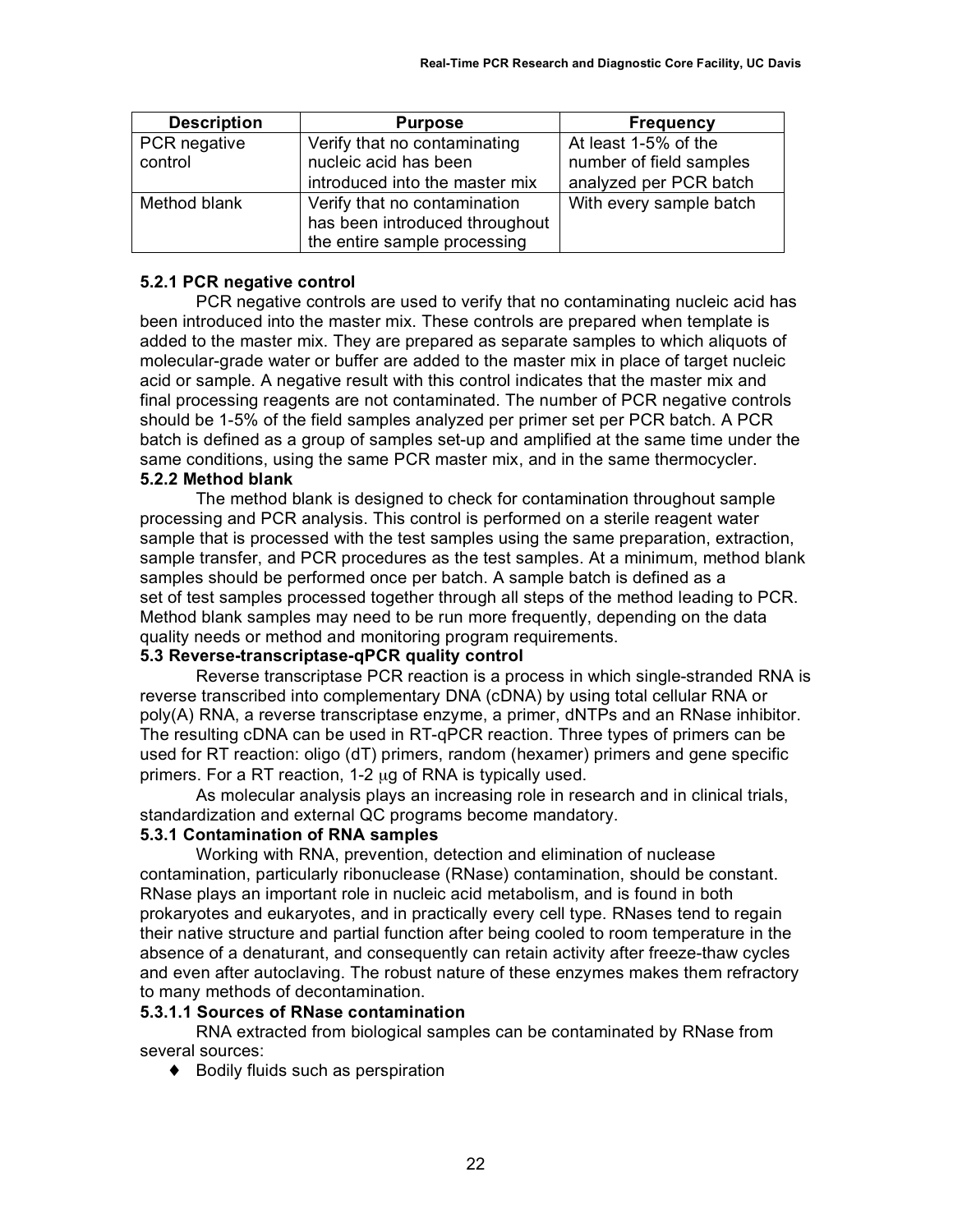| Description | Purpose | Frequency |
| --- | --- | --- |
| PCR negative control | Verify that no contaminating nucleic acid has been introduced into the master mix | At least 1-5% of the number of field samples analyzed per PCR batch |
| Method blank | Verify that no contamination has been introduced throughout the entire sample processing | With every sample batch |

**5.2.1 PCR negative control**

PCR negative controls are used to verify that no contaminating nucleic acid has been introduced into the master mix. These controls are prepared when template is added to the master mix. They are prepared as separate samples to which aliquots of molecular-grade water or buffer are added to the master mix in place of target nucleic acid or sample. A negative result with this control indicates that the master mix and final processing reagents are not contaminated. The number of PCR negative controls should be 1-5% of the field samples analyzed per primer set per PCR batch. A PCR batch is defined as a group of samples set-up and amplified at the same time under the same conditions, using the same PCR master mix, and in the same thermocycler.

**5.2.2 Method blank**

The method blank is designed to check for contamination throughout sample processing and PCR analysis. This control is performed on a sterile reagent water sample that is processed with the test samples using the same preparation, extraction, sample transfer, and PCR procedures as the test samples. At a minimum, method blank samples should be performed once per batch. A sample batch is defined as a set of test samples processed together through all steps of the method leading to PCR. Method blank samples may need to be run more frequently, depending on the data quality needs or method and monitoring program requirements.

**5.3 Reverse-transcriptase-qPCR quality control**

Reverse transcriptase PCR reaction is a process in which single-stranded RNA is reverse transcribed into complementary DNA (cDNA) by using total cellular RNA or poly(A) RNA, a reverse transcriptase enzyme, a primer, dNTPs and an RNase inhibitor. The resulting cDNA can be used in RT-qPCR reaction. Three types of primers can be used for RT reaction: oligo (dT) primers, random (hexamer) primers and gene specific primers. For a RT reaction, 1-2 μg of RNA is typically used.

As molecular analysis plays an increasing role in research and in clinical trials, standardization and external QC programs become mandatory.

**5.3.1 Contamination of RNA samples**

Working with RNA, prevention, detection and elimination of nuclease contamination, particularly ribonuclease (RNase) contamination, should be constant. RNase plays an important role in nucleic acid metabolism, and is found in both prokaryotes and eukaryotes, and in practically every cell type. RNases tend to regain their native structure and partial function after being cooled to room temperature in the absence of a denaturant, and consequently can retain activity after freeze-thaw cycles and even after autoclaving. The robust nature of these enzymes makes them refractory to many methods of decontamination.

**5.3.1.1 Sources of RNase contamination**

RNA extracted from biological samples can be contaminated by RNase from several sources:

- Bodily fluids such as perspiration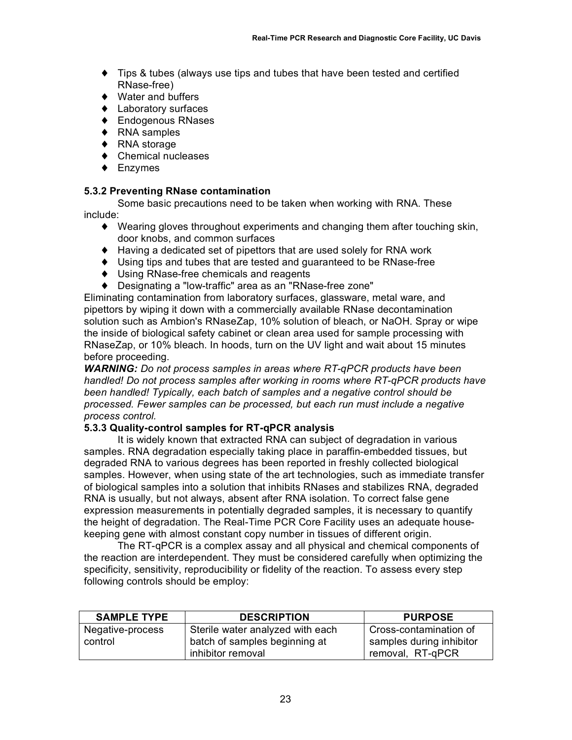- ♦ Tips & tubes (always use tips and tubes that have been tested and certified RNase-free)
- ♦ Water and buffers
- ♦ Laboratory surfaces
- ♦ Endogenous RNases
- ♦ RNA samples
- ♦ RNA storage
- ♦ Chemical nucleases
- ♦ Enzymes

### 5.3.2 Preventing RNase contamination

Some basic precautions need to be taken when working with RNA. These include:

- ♦ Wearing gloves throughout experiments and changing them after touching skin, door knobs, and common surfaces
- ♦ Having a dedicated set of pipettors that are used solely for RNA work
- ♦ Using tips and tubes that are tested and guaranteed to be RNase-free
- ♦ Using RNase-free chemicals and reagents
- ♦ Designating a "low-traffic" area as an "RNase-free zone"

Eliminating contamination from laboratory surfaces, glassware, metal ware, and pipettors by wiping it down with a commercially available RNase decontamination solution such as Ambion's RNaseZap, 10% solution of bleach, or NaOH. Spray or wipe the inside of biological safety cabinet or clean area used for sample processing with RNaseZap, or 10% bleach. In hoods, turn on the UV light and wait about 15 minutes before proceeding.

***WARNING:*** *Do not process samples in areas where RT-qPCR products have been handled! Do not process samples after working in rooms where RT-qPCR products have been handled! Typically, each batch of samples and a negative control should be processed. Fewer samples can be processed, but each run must include a negative process control.*

### 5.3.3 Quality-control samples for RT-qPCR analysis

It is widely known that extracted RNA can subject of degradation in various samples. RNA degradation especially taking place in paraffin-embedded tissues, but degraded RNA to various degrees has been reported in freshly collected biological samples. However, when using state of the art technologies, such as immediate transfer of biological samples into a solution that inhibits RNases and stabilizes RNA, degraded RNA is usually, but not always, absent after RNA isolation. To correct false gene expression measurements in potentially degraded samples, it is necessary to quantify the height of degradation. The Real-Time PCR Core Facility uses an adequate house-keeping gene with almost constant copy number in tissues of different origin.

The RT-qPCR is a complex assay and all physical and chemical components of the reaction are interdependent. They must be considered carefully when optimizing the specificity, sensitivity, reproducibility or fidelity of the reaction. To assess every step following controls should be employ:

| SAMPLE TYPE | DESCRIPTION | PURPOSE |
|---|---|---|
| Negative-process control | Sterile water analyzed with each batch of samples beginning at inhibitor removal | Cross-contamination of samples during inhibitor removal, RT-qPCR |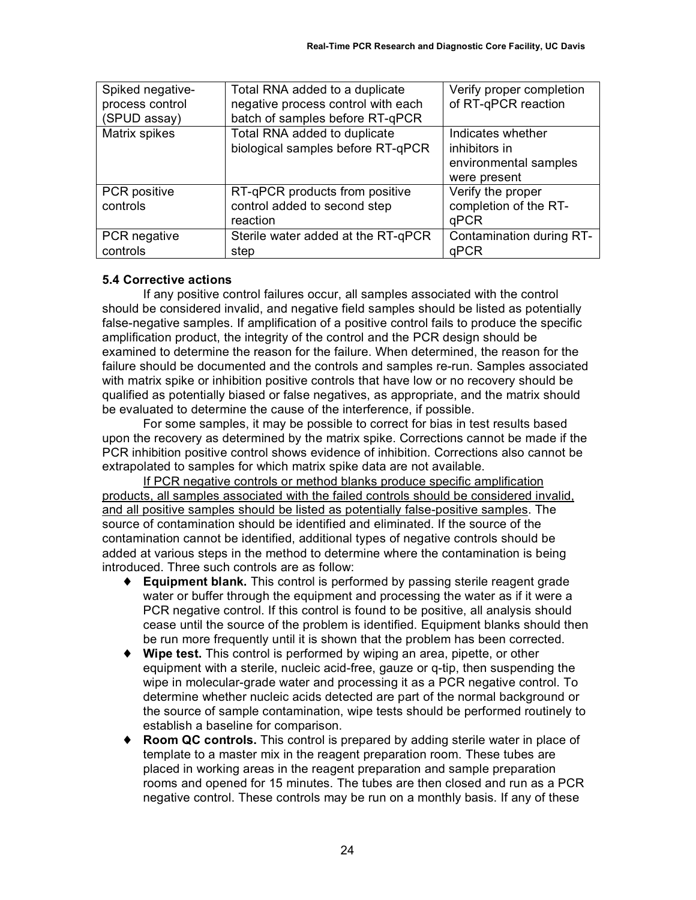| | | |
|---|---|---|
| Spiked negative-process control (SPUD assay) | Total RNA added to a duplicate negative process control with each batch of samples before RT-qPCR | Verify proper completion of RT-qPCR reaction |
| Matrix spikes | Total RNA added to duplicate biological samples before RT-qPCR | Indicates whether inhibitors in environmental samples were present |
| PCR positive controls | RT-qPCR products from positive control added to second step reaction | Verify the proper completion of the RT-qPCR |
| PCR negative controls | Sterile water added at the RT-qPCR step | Contamination during RT-qPCR |

**5.4 Corrective actions**

If any positive control failures occur, all samples associated with the control should be considered invalid, and negative field samples should be listed as potentially false-negative samples. If amplification of a positive control fails to produce the specific amplification product, the integrity of the control and the PCR design should be examined to determine the reason for the failure. When determined, the reason for the failure should be documented and the controls and samples re-run. Samples associated with matrix spike or inhibition positive controls that have low or no recovery should be qualified as potentially biased or false negatives, as appropriate, and the matrix should be evaluated to determine the cause of the interference, if possible.

For some samples, it may be possible to correct for bias in test results based upon the recovery as determined by the matrix spike. Corrections cannot be made if the PCR inhibition positive control shows evidence of inhibition. Corrections also cannot be extrapolated to samples for which matrix spike data are not available.

<u>If PCR negative controls or method blanks produce specific amplification products, all samples associated with the failed controls should be considered invalid, and all positive samples should be listed as potentially false-positive samples</u>. The source of contamination should be identified and eliminated. If the source of the contamination cannot be identified, additional types of negative controls should be added at various steps in the method to determine where the contamination is being introduced. Three such controls are as follow:

- **Equipment blank.** This control is performed by passing sterile reagent grade water or buffer through the equipment and processing the water as if it were a PCR negative control. If this control is found to be positive, all analysis should cease until the source of the problem is identified. Equipment blanks should then be run more frequently until it is shown that the problem has been corrected.
- **Wipe test.** This control is performed by wiping an area, pipette, or other equipment with a sterile, nucleic acid-free, gauze or q-tip, then suspending the wipe in molecular-grade water and processing it as a PCR negative control. To determine whether nucleic acids detected are part of the normal background or the source of sample contamination, wipe tests should be performed routinely to establish a baseline for comparison.
- **Room QC controls.** This control is prepared by adding sterile water in place of template to a master mix in the reagent preparation room. These tubes are placed in working areas in the reagent preparation and sample preparation rooms and opened for 15 minutes. The tubes are then closed and run as a PCR negative control. These controls may be run on a monthly basis. If any of these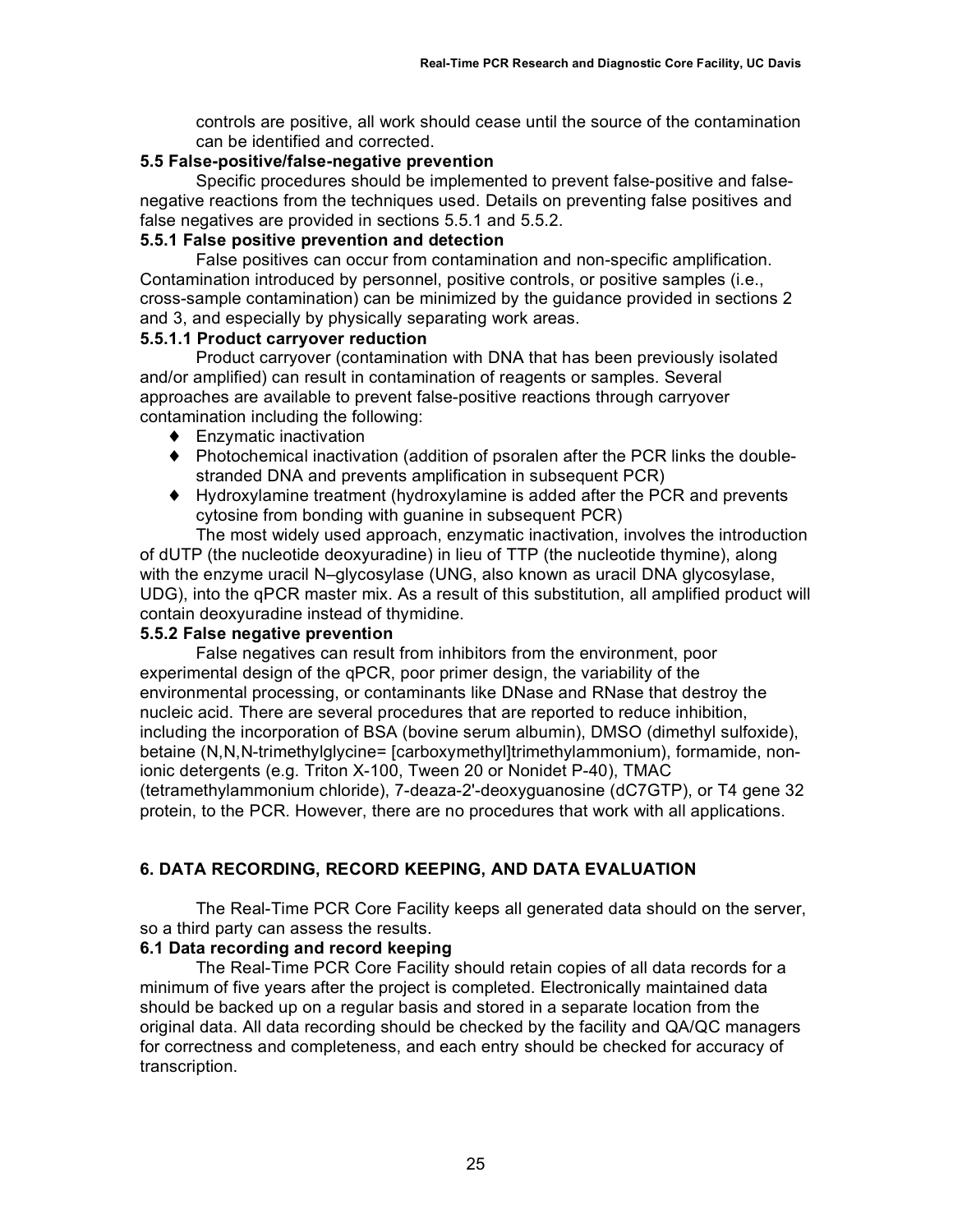controls are positive, all work should cease until the source of the contamination can be identified and corrected.

### 5.5 False-positive/false-negative prevention

Specific procedures should be implemented to prevent false-positive and false-negative reactions from the techniques used. Details on preventing false positives and false negatives are provided in sections 5.5.1 and 5.5.2.

### 5.5.1 False positive prevention and detection

False positives can occur from contamination and non-specific amplification. Contamination introduced by personnel, positive controls, or positive samples (i.e., cross-sample contamination) can be minimized by the guidance provided in sections 2 and 3, and especially by physically separating work areas.

#### 5.5.1.1 Product carryover reduction

Product carryover (contamination with DNA that has been previously isolated and/or amplified) can result in contamination of reagents or samples. Several approaches are available to prevent false-positive reactions through carryover contamination including the following:

- Enzymatic inactivation
- Photochemical inactivation (addition of psoralen after the PCR links the double-stranded DNA and prevents amplification in subsequent PCR)
- Hydroxylamine treatment (hydroxylamine is added after the PCR and prevents cytosine from bonding with guanine in subsequent PCR)

The most widely used approach, enzymatic inactivation, involves the introduction of dUTP (the nucleotide deoxyuradine) in lieu of TTP (the nucleotide thymine), along with the enzyme uracil N–glycosylase (UNG, also known as uracil DNA glycosylase, UDG), into the qPCR master mix. As a result of this substitution, all amplified product will contain deoxyuradine instead of thymidine.

### 5.5.2 False negative prevention

False negatives can result from inhibitors from the environment, poor experimental design of the qPCR, poor primer design, the variability of the environmental processing, or contaminants like DNase and RNase that destroy the nucleic acid. There are several procedures that are reported to reduce inhibition, including the incorporation of BSA (bovine serum albumin), DMSO (dimethyl sulfoxide), betaine (N,N,N-trimethylglycine= [carboxymethyl]trimethylammonium), formamide, non-ionic detergents (e.g. Triton X-100, Tween 20 or Nonidet P-40), TMAC (tetramethylammonium chloride), 7-deaza-2'-deoxyguanosine (dC7GTP), or T4 gene 32 protein, to the PCR. However, there are no procedures that work with all applications.

## 6. DATA RECORDING, RECORD KEEPING, AND DATA EVALUATION

The Real-Time PCR Core Facility keeps all generated data should on the server, so a third party can assess the results.

### 6.1 Data recording and record keeping

The Real-Time PCR Core Facility should retain copies of all data records for a minimum of five years after the project is completed. Electronically maintained data should be backed up on a regular basis and stored in a separate location from the original data. All data recording should be checked by the facility and QA/QC managers for correctness and completeness, and each entry should be checked for accuracy of transcription.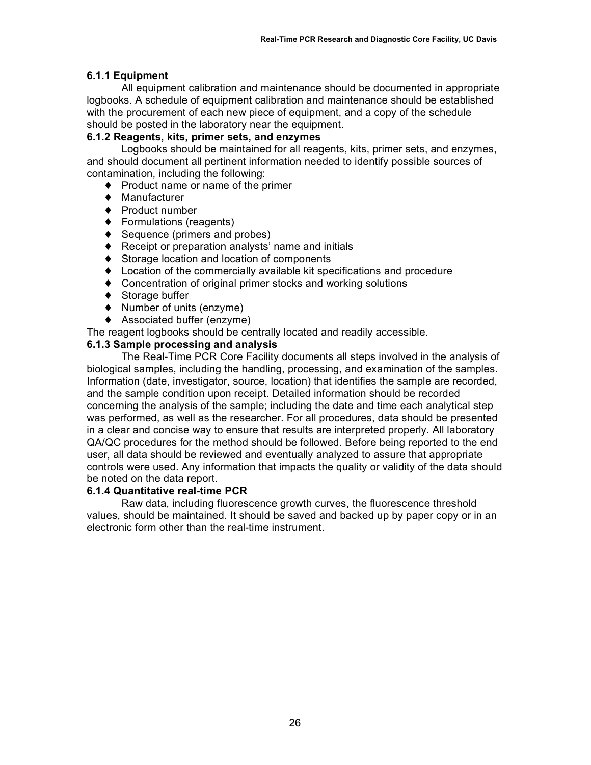### 6.1.1 Equipment

All equipment calibration and maintenance should be documented in appropriate logbooks. A schedule of equipment calibration and maintenance should be established with the procurement of each new piece of equipment, and a copy of the schedule should be posted in the laboratory near the equipment.

### 6.1.2 Reagents, kits, primer sets, and enzymes

Logbooks should be maintained for all reagents, kits, primer sets, and enzymes, and should document all pertinent information needed to identify possible sources of contamination, including the following:

- Product name or name of the primer
- Manufacturer
- Product number
- Formulations (reagents)
- Sequence (primers and probes)
- Receipt or preparation analysts' name and initials
- Storage location and location of components
- Location of the commercially available kit specifications and procedure
- Concentration of original primer stocks and working solutions
- Storage buffer
- Number of units (enzyme)
- Associated buffer (enzyme)

The reagent logbooks should be centrally located and readily accessible.

### 6.1.3 Sample processing and analysis

The Real-Time PCR Core Facility documents all steps involved in the analysis of biological samples, including the handling, processing, and examination of the samples. Information (date, investigator, source, location) that identifies the sample are recorded, and the sample condition upon receipt. Detailed information should be recorded concerning the analysis of the sample; including the date and time each analytical step was performed, as well as the researcher. For all procedures, data should be presented in a clear and concise way to ensure that results are interpreted properly. All laboratory QA/QC procedures for the method should be followed. Before being reported to the end user, all data should be reviewed and eventually analyzed to assure that appropriate controls were used. Any information that impacts the quality or validity of the data should be noted on the data report.

### 6.1.4 Quantitative real-time PCR

Raw data, including fluorescence growth curves, the fluorescence threshold values, should be maintained. It should be saved and backed up by paper copy or in an electronic form other than the real-time instrument.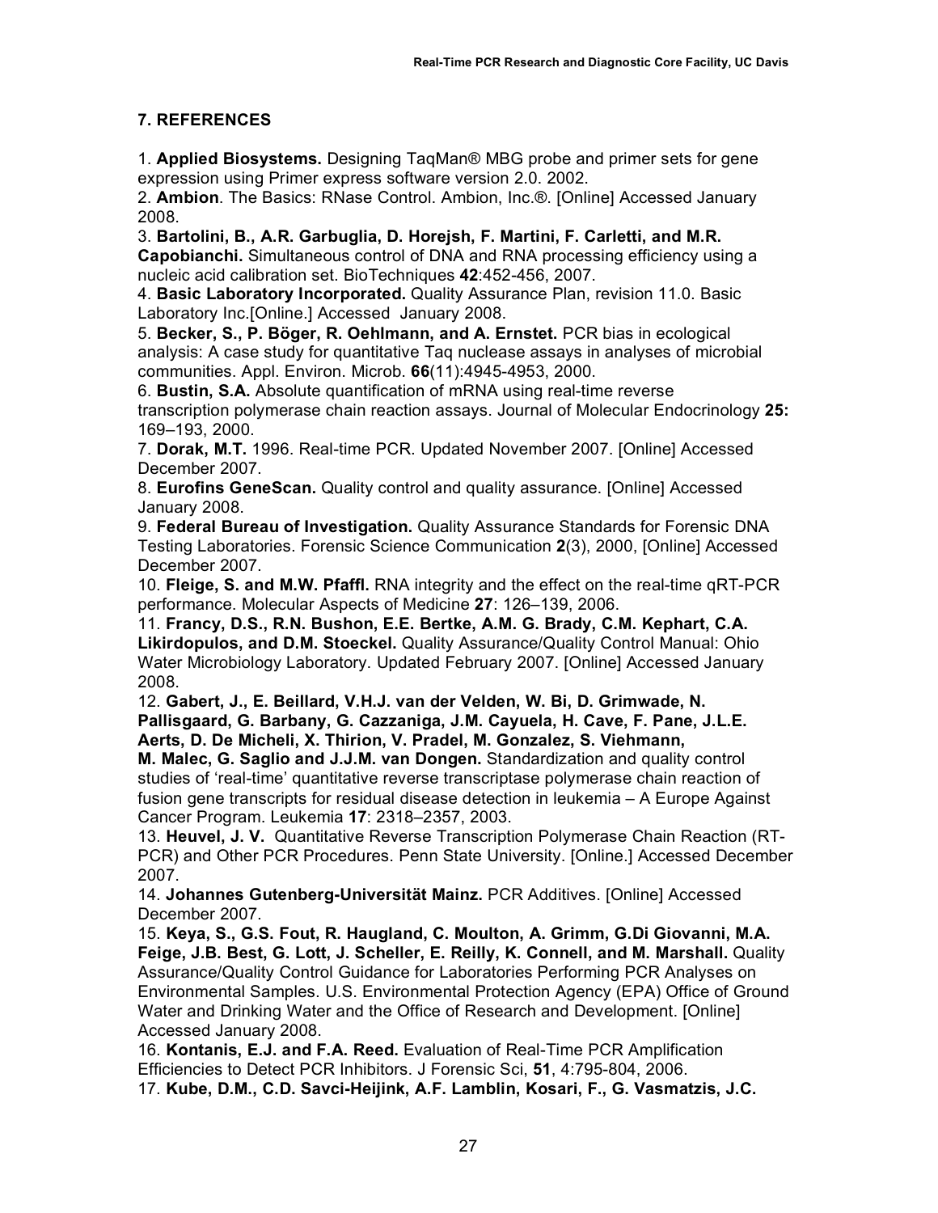## 7. REFERENCES

1. **Applied Biosystems.** Designing TaqMan® MBG probe and primer sets for gene expression using Primer express software version 2.0. 2002.

2. **Ambion**. The Basics: RNase Control. Ambion, Inc.®. [Online] Accessed January 2008.

3. **Bartolini, B., A.R. Garbuglia, D. Horejsh, F. Martini, F. Carletti, and M.R. Capobianchi.** Simultaneous control of DNA and RNA processing efficiency using a nucleic acid calibration set. BioTechniques **42**:452-456, 2007.

4. **Basic Laboratory Incorporated.** Quality Assurance Plan, revision 11.0. Basic Laboratory Inc.[Online.] Accessed January 2008.

5. **Becker, S., P. Böger, R. Oehlmann, and A. Ernstet.** PCR bias in ecological analysis: A case study for quantitative Taq nuclease assays in analyses of microbial communities. Appl. Environ. Microb. **66**(11):4945-4953, 2000.

6. **Bustin, S.A.** Absolute quantification of mRNA using real-time reverse transcription polymerase chain reaction assays. Journal of Molecular Endocrinology **25:** 169–193, 2000.

7. **Dorak, M.T.** 1996. Real-time PCR. Updated November 2007. [Online] Accessed December 2007.

8. **Eurofins GeneScan.** Quality control and quality assurance. [Online] Accessed January 2008.

9. **Federal Bureau of Investigation.** Quality Assurance Standards for Forensic DNA Testing Laboratories. Forensic Science Communication **2**(3), 2000, [Online] Accessed December 2007.

10. **Fleige, S. and M.W. Pfaffl.** RNA integrity and the effect on the real-time qRT-PCR performance. Molecular Aspects of Medicine **27**: 126–139, 2006.

11. **Francy, D.S., R.N. Bushon, E.E. Bertke, A.M. G. Brady, C.M. Kephart, C.A. Likirdopulos, and D.M. Stoeckel.** Quality Assurance/Quality Control Manual: Ohio Water Microbiology Laboratory. Updated February 2007. [Online] Accessed January 2008.

12. **Gabert, J., E. Beillard, V.H.J. van der Velden, W. Bi, D. Grimwade, N. Pallisgaard, G. Barbany, G. Cazzaniga, J.M. Cayuela, H. Cave, F. Pane, J.L.E. Aerts, D. De Micheli, X. Thirion, V. Pradel, M. Gonzalez, S. Viehmann, M. Malec, G. Saglio and J.J.M. van Dongen.** Standardization and quality control studies of 'real-time' quantitative reverse transcriptase polymerase chain reaction of fusion gene transcripts for residual disease detection in leukemia – A Europe Against Cancer Program. Leukemia **17**: 2318–2357, 2003.

13. **Heuvel, J. V.** Quantitative Reverse Transcription Polymerase Chain Reaction (RT-PCR) and Other PCR Procedures. Penn State University. [Online.] Accessed December 2007.

14. **Johannes Gutenberg-Universität Mainz.** PCR Additives. [Online] Accessed December 2007.

15. **Keya, S., G.S. Fout, R. Haugland, C. Moulton, A. Grimm, G.Di Giovanni, M.A. Feige, J.B. Best, G. Lott, J. Scheller, E. Reilly, K. Connell, and M. Marshall.** Quality Assurance/Quality Control Guidance for Laboratories Performing PCR Analyses on Environmental Samples. U.S. Environmental Protection Agency (EPA) Office of Ground Water and Drinking Water and the Office of Research and Development. [Online] Accessed January 2008.

16. **Kontanis, E.J. and F.A. Reed.** Evaluation of Real-Time PCR Amplification Efficiencies to Detect PCR Inhibitors. J Forensic Sci, **51**, 4:795-804, 2006.

17. **Kube, D.M., C.D. Savci-Heijink, A.F. Lamblin, Kosari, F., G. Vasmatzis, J.C.**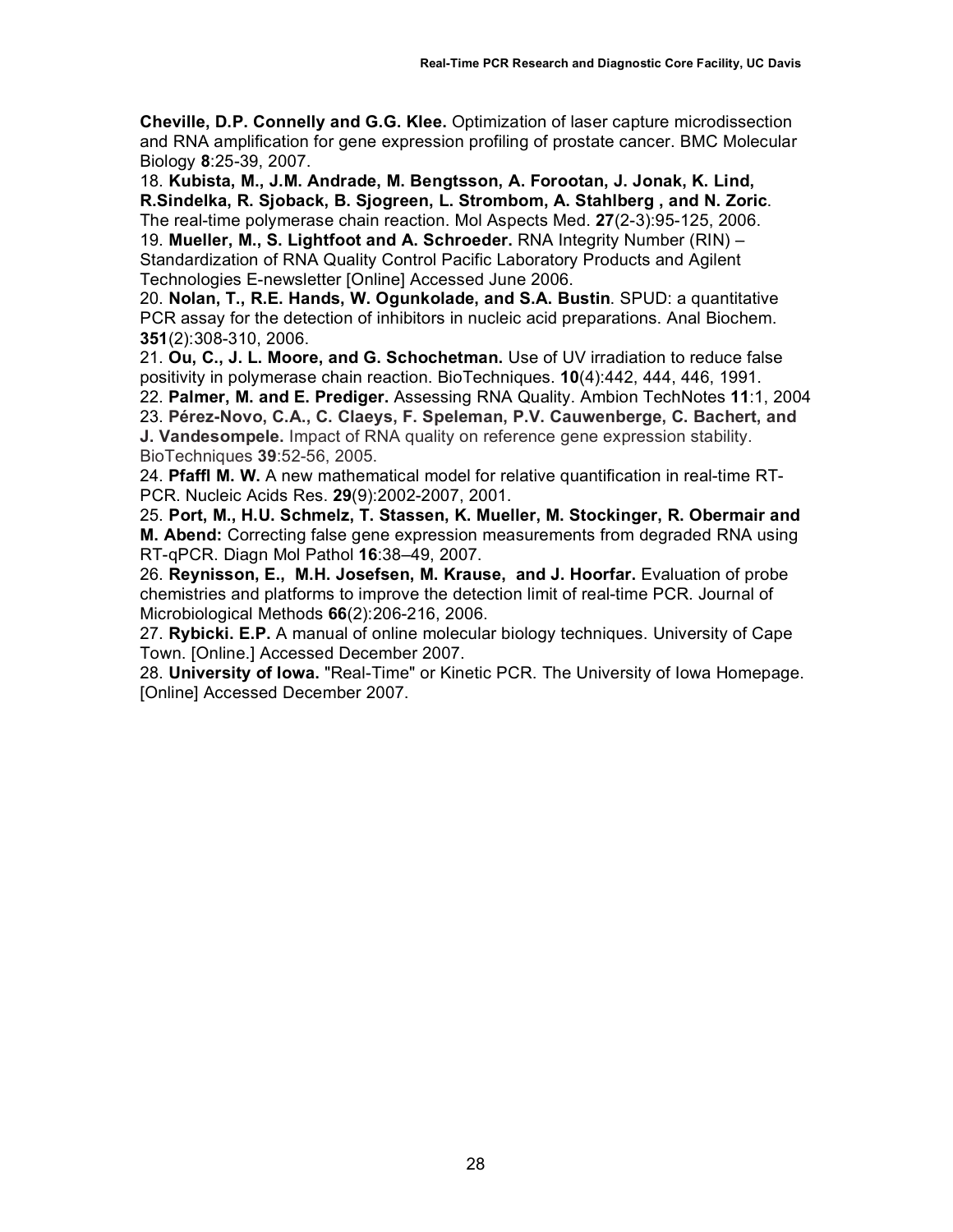**Cheville, D.P. Connelly and G.G. Klee.** Optimization of laser capture microdissection and RNA amplification for gene expression profiling of prostate cancer. BMC Molecular Biology **8**:25-39, 2007.

18. **Kubista, M., J.M. Andrade, M. Bengtsson, A. Forootan, J. Jonak, K. Lind, R.Sindelka, R. Sjoback, B. Sjogreen, L. Strombom, A. Stahlberg , and N. Zoric**. The real-time polymerase chain reaction. Mol Aspects Med. **27**(2-3):95-125, 2006.

19. **Mueller, M., S. Lightfoot and A. Schroeder.** RNA Integrity Number (RIN) – Standardization of RNA Quality Control Pacific Laboratory Products and Agilent Technologies E-newsletter [Online] Accessed June 2006.

20. **Nolan, T., R.E. Hands, W. Ogunkolade, and S.A. Bustin**. SPUD: a quantitative PCR assay for the detection of inhibitors in nucleic acid preparations. Anal Biochem. **351**(2):308-310, 2006.

21. **Ou, C., J. L. Moore, and G. Schochetman.** Use of UV irradiation to reduce false positivity in polymerase chain reaction. BioTechniques. **10**(4):442, 444, 446, 1991.

22. **Palmer, M. and E. Prediger.** Assessing RNA Quality. Ambion TechNotes **11**:1, 2004

23. **Pérez-Novo, C.A., C. Claeys, F. Speleman, P.V. Cauwenberge, C. Bachert, and J. Vandesompele.** Impact of RNA quality on reference gene expression stability. BioTechniques **39**:52-56, 2005.

24. **Pfaffl M. W.** A new mathematical model for relative quantification in real-time RT-PCR. Nucleic Acids Res. **29**(9):2002-2007, 2001.

25. **Port, M., H.U. Schmelz, T. Stassen, K. Mueller, M. Stockinger, R. Obermair and M. Abend:** Correcting false gene expression measurements from degraded RNA using RT-qPCR. Diagn Mol Pathol **16**:38–49, 2007.

26. **Reynisson, E., M.H. Josefsen, M. Krause, and J. Hoorfar.** Evaluation of probe chemistries and platforms to improve the detection limit of real-time PCR. Journal of Microbiological Methods **66**(2):206-216, 2006.

27. **Rybicki. E.P.** A manual of online molecular biology techniques. University of Cape Town. [Online.] Accessed December 2007.

28. **University of Iowa.** "Real-Time" or Kinetic PCR. The University of Iowa Homepage. [Online] Accessed December 2007.